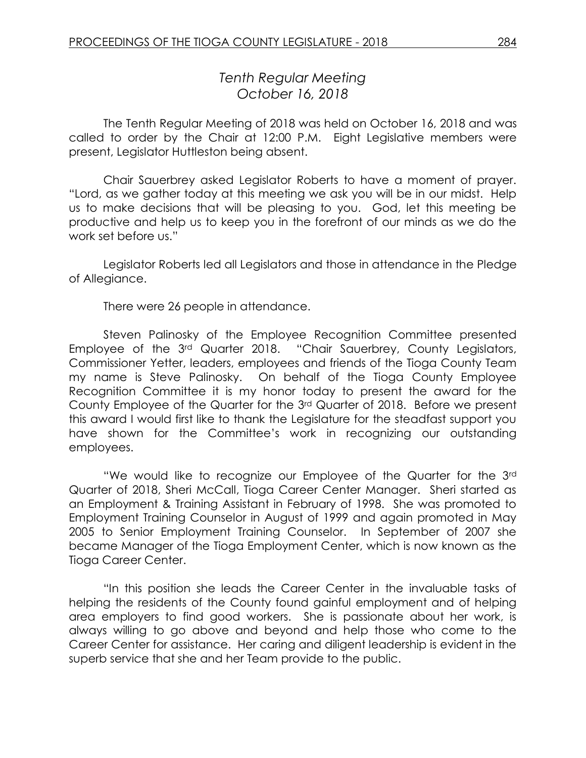*Tenth Regular Meeting*
*October 16, 2018*

The Tenth Regular Meeting of 2018 was held on October 16, 2018 and was called to order by the Chair at 12:00 P.M. Eight Legislative members were present, Legislator Huttleston being absent.

Chair Sauerbrey asked Legislator Roberts to have a moment of prayer. "Lord, as we gather today at this meeting we ask you will be in our midst. Help us to make decisions that will be pleasing to you. God, let this meeting be productive and help us to keep you in the forefront of our minds as we do the work set before us."

Legislator Roberts led all Legislators and those in attendance in the Pledge of Allegiance.

There were 26 people in attendance.

Steven Palinosky of the Employee Recognition Committee presented Employee of the 3rd Quarter 2018. "Chair Sauerbrey, County Legislators, Commissioner Yetter, leaders, employees and friends of the Tioga County Team my name is Steve Palinosky. On behalf of the Tioga County Employee Recognition Committee it is my honor today to present the award for the County Employee of the Quarter for the 3rd Quarter of 2018. Before we present this award I would first like to thank the Legislature for the steadfast support you have shown for the Committee's work in recognizing our outstanding employees.

"We would like to recognize our Employee of the Quarter for the 3rd Quarter of 2018, Sheri McCall, Tioga Career Center Manager. Sheri started as an Employment & Training Assistant in February of 1998. She was promoted to Employment Training Counselor in August of 1999 and again promoted in May 2005 to Senior Employment Training Counselor. In September of 2007 she became Manager of the Tioga Employment Center, which is now known as the Tioga Career Center.

"In this position she leads the Career Center in the invaluable tasks of helping the residents of the County found gainful employment and of helping area employers to find good workers. She is passionate about her work, is always willing to go above and beyond and help those who come to the Career Center for assistance. Her caring and diligent leadership is evident in the superb service that she and her Team provide to the public.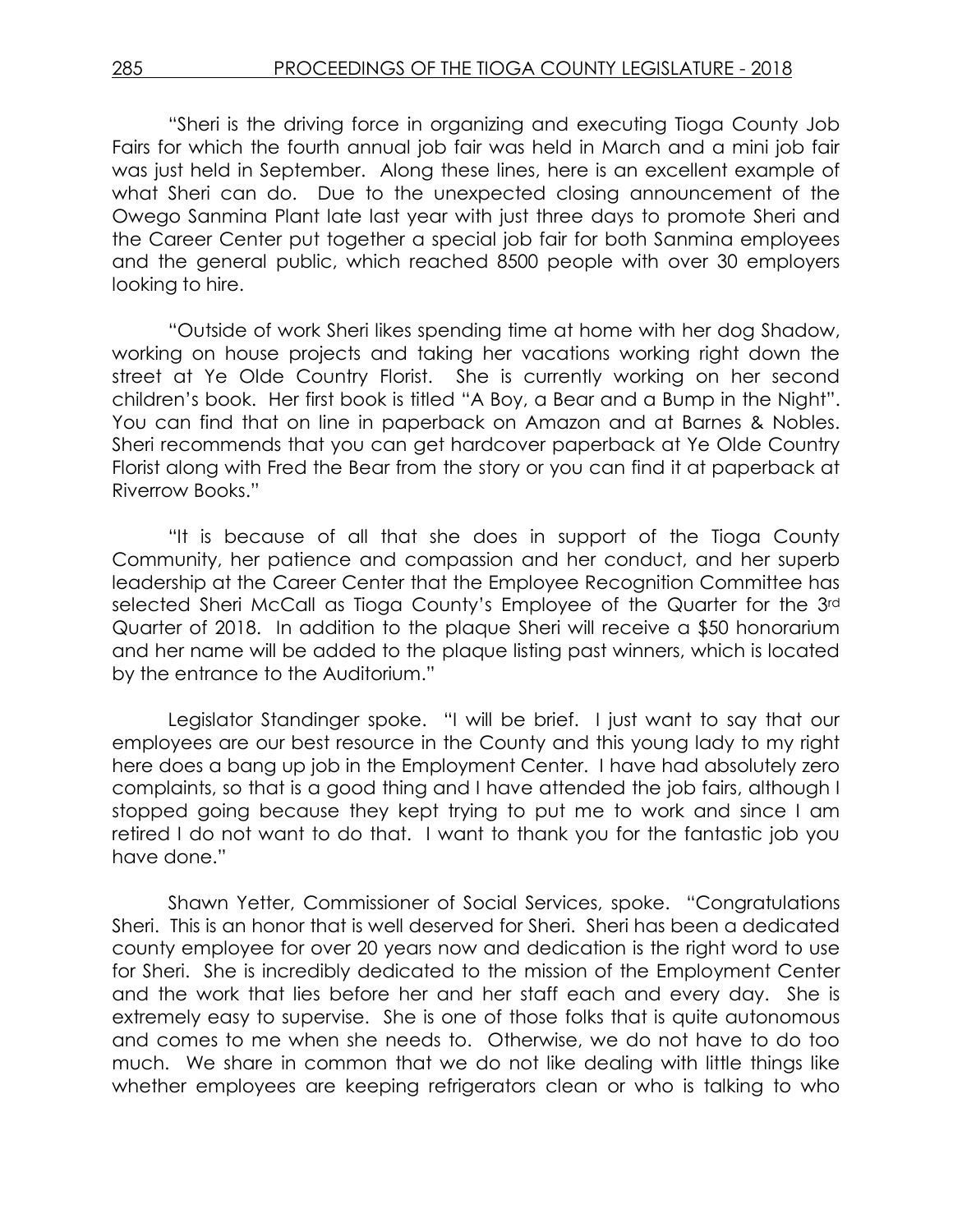"Sheri is the driving force in organizing and executing Tioga County Job Fairs for which the fourth annual job fair was held in March and a mini job fair was just held in September. Along these lines, here is an excellent example of what Sheri can do. Due to the unexpected closing announcement of the Owego Sanmina Plant late last year with just three days to promote Sheri and the Career Center put together a special job fair for both Sanmina employees and the general public, which reached 8500 people with over 30 employers looking to hire.

"Outside of work Sheri likes spending time at home with her dog Shadow, working on house projects and taking her vacations working right down the street at Ye Olde Country Florist. She is currently working on her second children's book. Her first book is titled "A Boy, a Bear and a Bump in the Night". You can find that on line in paperback on Amazon and at Barnes & Nobles. Sheri recommends that you can get hardcover paperback at Ye Olde Country Florist along with Fred the Bear from the story or you can find it at paperback at Riverrow Books."

"It is because of all that she does in support of the Tioga County Community, her patience and compassion and her conduct, and her superb leadership at the Career Center that the Employee Recognition Committee has selected Sheri McCall as Tioga County's Employee of the Quarter for the 3rd Quarter of 2018. In addition to the plaque Sheri will receive a $50 honorarium and her name will be added to the plaque listing past winners, which is located by the entrance to the Auditorium."

Legislator Standinger spoke. "I will be brief. I just want to say that our employees are our best resource in the County and this young lady to my right here does a bang up job in the Employment Center. I have had absolutely zero complaints, so that is a good thing and I have attended the job fairs, although I stopped going because they kept trying to put me to work and since I am retired I do not want to do that. I want to thank you for the fantastic job you have done."

Shawn Yetter, Commissioner of Social Services, spoke. "Congratulations Sheri. This is an honor that is well deserved for Sheri. Sheri has been a dedicated county employee for over 20 years now and dedication is the right word to use for Sheri. She is incredibly dedicated to the mission of the Employment Center and the work that lies before her and her staff each and every day. She is extremely easy to supervise. She is one of those folks that is quite autonomous and comes to me when she needs to. Otherwise, we do not have to do too much. We share in common that we do not like dealing with little things like whether employees are keeping refrigerators clean or who is talking to who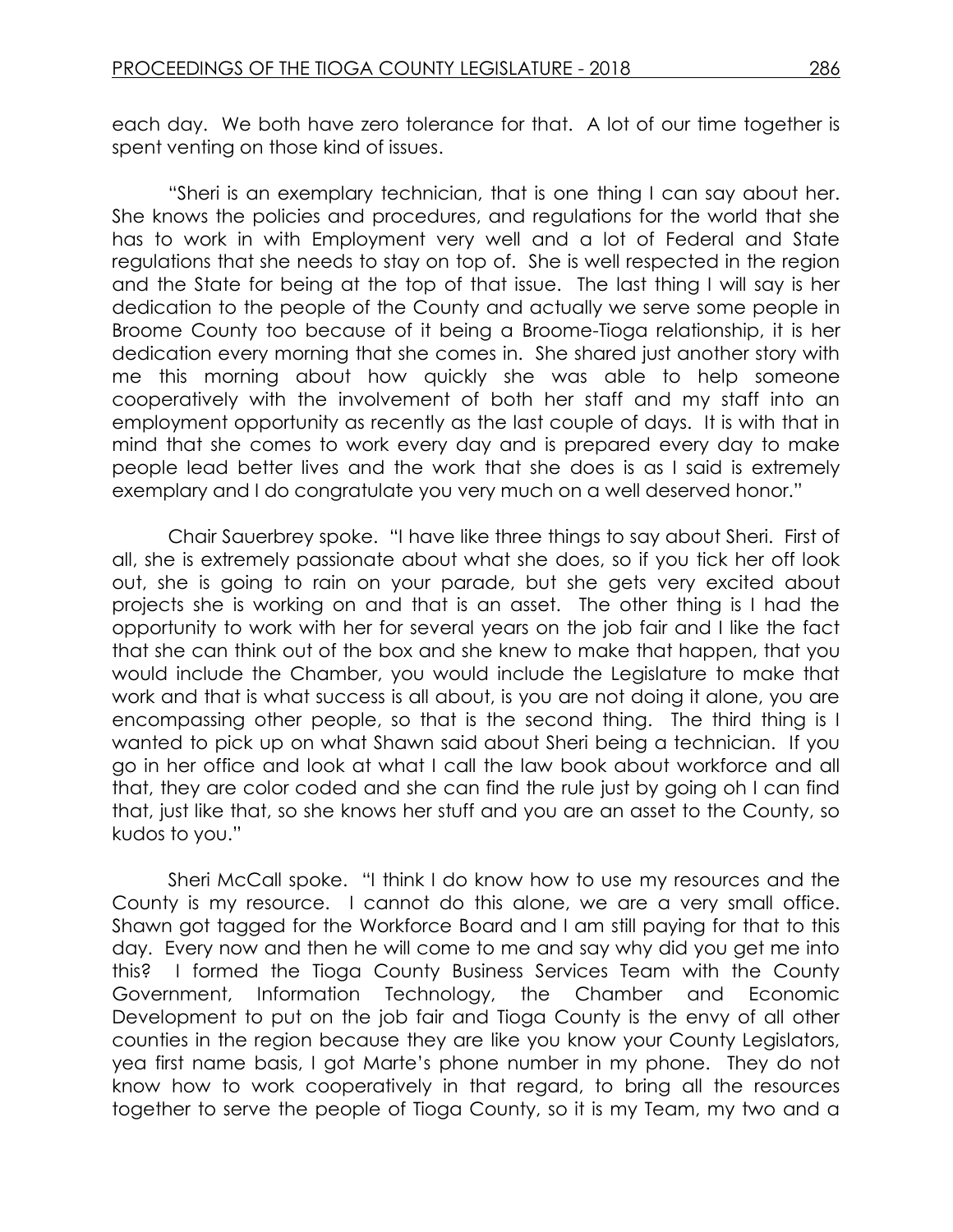each day. We both have zero tolerance for that. A lot of our time together is spent venting on those kind of issues.

"Sheri is an exemplary technician, that is one thing I can say about her. She knows the policies and procedures, and regulations for the world that she has to work in with Employment very well and a lot of Federal and State regulations that she needs to stay on top of. She is well respected in the region and the State for being at the top of that issue. The last thing I will say is her dedication to the people of the County and actually we serve some people in Broome County too because of it being a Broome-Tioga relationship, it is her dedication every morning that she comes in. She shared just another story with me this morning about how quickly she was able to help someone cooperatively with the involvement of both her staff and my staff into an employment opportunity as recently as the last couple of days. It is with that in mind that she comes to work every day and is prepared every day to make people lead better lives and the work that she does is as I said is extremely exemplary and I do congratulate you very much on a well deserved honor."

Chair Sauerbrey spoke. "I have like three things to say about Sheri. First of all, she is extremely passionate about what she does, so if you tick her off look out, she is going to rain on your parade, but she gets very excited about projects she is working on and that is an asset. The other thing is I had the opportunity to work with her for several years on the job fair and I like the fact that she can think out of the box and she knew to make that happen, that you would include the Chamber, you would include the Legislature to make that work and that is what success is all about, is you are not doing it alone, you are encompassing other people, so that is the second thing. The third thing is I wanted to pick up on what Shawn said about Sheri being a technician. If you go in her office and look at what I call the law book about workforce and all that, they are color coded and she can find the rule just by going oh I can find that, just like that, so she knows her stuff and you are an asset to the County, so kudos to you."

Sheri McCall spoke. "I think I do know how to use my resources and the County is my resource. I cannot do this alone, we are a very small office. Shawn got tagged for the Workforce Board and I am still paying for that to this day. Every now and then he will come to me and say why did you get me into this? I formed the Tioga County Business Services Team with the County Government, Information Technology, the Chamber and Economic Development to put on the job fair and Tioga County is the envy of all other counties in the region because they are like you know your County Legislators, yea first name basis, I got Marte's phone number in my phone. They do not know how to work cooperatively in that regard, to bring all the resources together to serve the people of Tioga County, so it is my Team, my two and a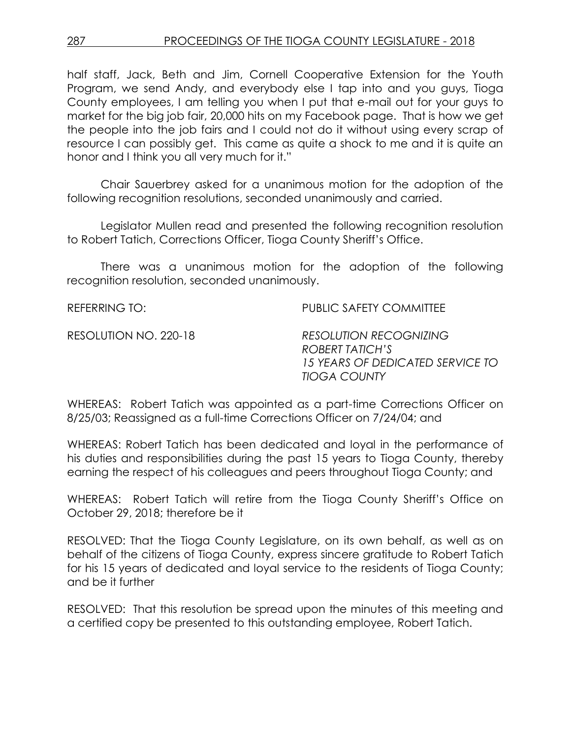half staff, Jack, Beth and Jim, Cornell Cooperative Extension for the Youth Program, we send Andy, and everybody else I tap into and you guys, Tioga County employees, I am telling you when I put that e-mail out for your guys to market for the big job fair, 20,000 hits on my Facebook page. That is how we get the people into the job fairs and I could not do it without using every scrap of resource I can possibly get. This came as quite a shock to me and it is quite an honor and I think you all very much for it."

Chair Sauerbrey asked for a unanimous motion for the adoption of the following recognition resolutions, seconded unanimously and carried.

Legislator Mullen read and presented the following recognition resolution to Robert Tatich, Corrections Officer, Tioga County Sheriff's Office.

There was a unanimous motion for the adoption of the following recognition resolution, seconded unanimously.

REFERRING TO: PUBLIC SAFETY COMMITTEE

RESOLUTION NO. 220-18 *RESOLUTION RECOGNIZING ROBERT TATICH'S 15 YEARS OF DEDICATED SERVICE TO TIOGA COUNTY*

WHEREAS: Robert Tatich was appointed as a part-time Corrections Officer on 8/25/03; Reassigned as a full-time Corrections Officer on 7/24/04; and

WHEREAS: Robert Tatich has been dedicated and loyal in the performance of his duties and responsibilities during the past 15 years to Tioga County, thereby earning the respect of his colleagues and peers throughout Tioga County; and

WHEREAS: Robert Tatich will retire from the Tioga County Sheriff's Office on October 29, 2018; therefore be it

RESOLVED: That the Tioga County Legislature, on its own behalf, as well as on behalf of the citizens of Tioga County, express sincere gratitude to Robert Tatich for his 15 years of dedicated and loyal service to the residents of Tioga County; and be it further

RESOLVED: That this resolution be spread upon the minutes of this meeting and a certified copy be presented to this outstanding employee, Robert Tatich.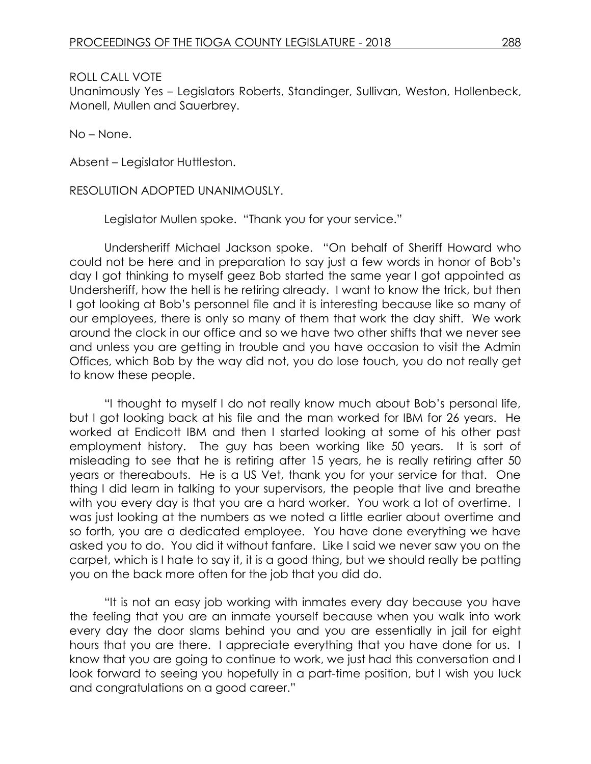ROLL CALL VOTE
Unanimously Yes – Legislators Roberts, Standinger, Sullivan, Weston, Hollenbeck, Monell, Mullen and Sauerbrey.

No – None.

Absent – Legislator Huttleston.

RESOLUTION ADOPTED UNANIMOUSLY.

Legislator Mullen spoke. "Thank you for your service."

Undersheriff Michael Jackson spoke. "On behalf of Sheriff Howard who could not be here and in preparation to say just a few words in honor of Bob's day I got thinking to myself geez Bob started the same year I got appointed as Undersheriff, how the hell is he retiring already. I want to know the trick, but then I got looking at Bob's personnel file and it is interesting because like so many of our employees, there is only so many of them that work the day shift. We work around the clock in our office and so we have two other shifts that we never see and unless you are getting in trouble and you have occasion to visit the Admin Offices, which Bob by the way did not, you do lose touch, you do not really get to know these people.

"I thought to myself I do not really know much about Bob's personal life, but I got looking back at his file and the man worked for IBM for 26 years. He worked at Endicott IBM and then I started looking at some of his other past employment history. The guy has been working like 50 years. It is sort of misleading to see that he is retiring after 15 years, he is really retiring after 50 years or thereabouts. He is a US Vet, thank you for your service for that. One thing I did learn in talking to your supervisors, the people that live and breathe with you every day is that you are a hard worker. You work a lot of overtime. I was just looking at the numbers as we noted a little earlier about overtime and so forth, you are a dedicated employee. You have done everything we have asked you to do. You did it without fanfare. Like I said we never saw you on the carpet, which is I hate to say it, it is a good thing, but we should really be patting you on the back more often for the job that you did do.

"It is not an easy job working with inmates every day because you have the feeling that you are an inmate yourself because when you walk into work every day the door slams behind you and you are essentially in jail for eight hours that you are there. I appreciate everything that you have done for us. I know that you are going to continue to work, we just had this conversation and I look forward to seeing you hopefully in a part-time position, but I wish you luck and congratulations on a good career."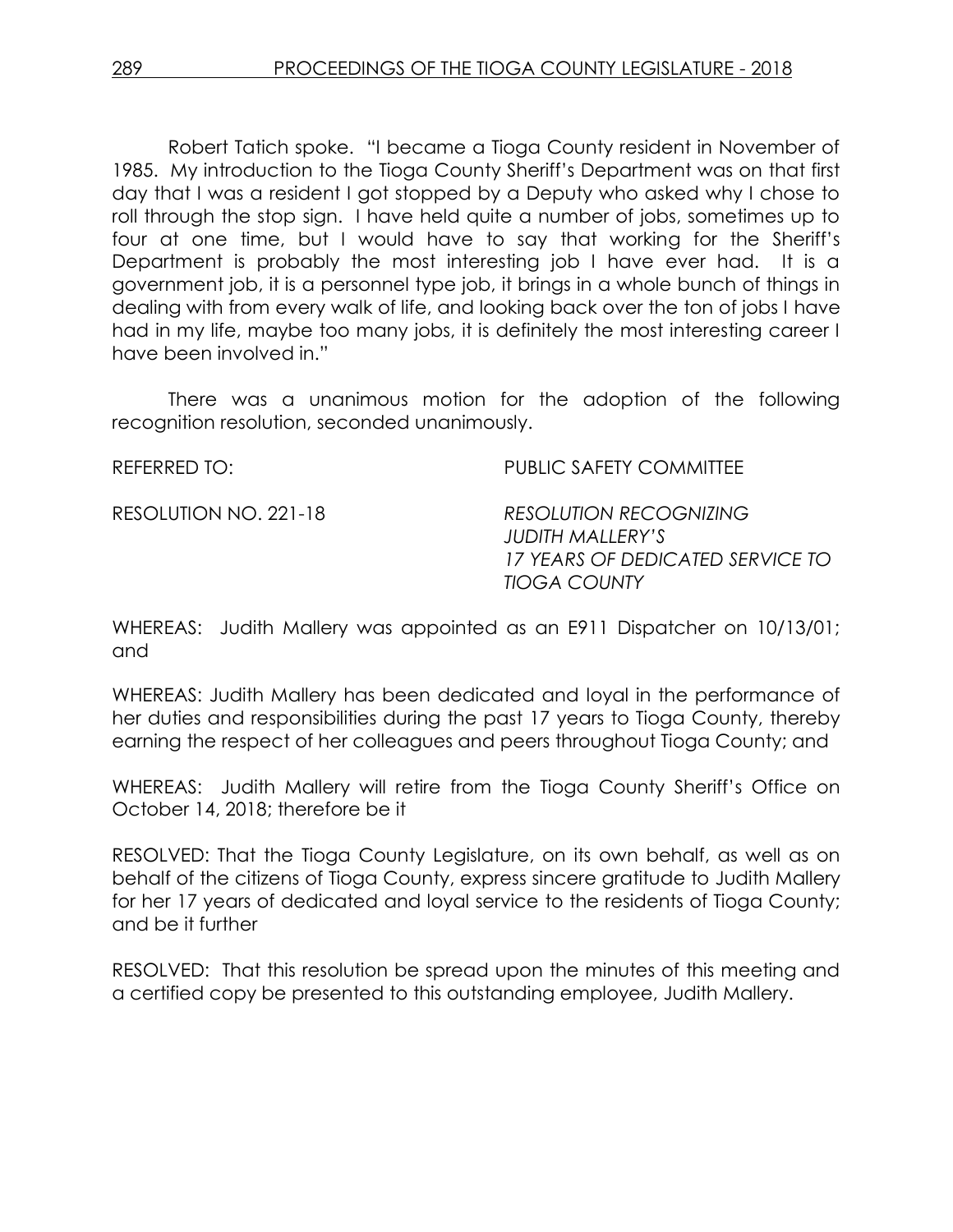Robert Tatich spoke. "I became a Tioga County resident in November of 1985. My introduction to the Tioga County Sheriff's Department was on that first day that I was a resident I got stopped by a Deputy who asked why I chose to roll through the stop sign. I have held quite a number of jobs, sometimes up to four at one time, but I would have to say that working for the Sheriff's Department is probably the most interesting job I have ever had. It is a government job, it is a personnel type job, it brings in a whole bunch of things in dealing with from every walk of life, and looking back over the ton of jobs I have had in my life, maybe too many jobs, it is definitely the most interesting career I have been involved in."

There was a unanimous motion for the adoption of the following recognition resolution, seconded unanimously.

REFERRED TO: PUBLIC SAFETY COMMITTEE

RESOLUTION NO. 221-18 *RESOLUTION RECOGNIZING JUDITH MALLERY'S 17 YEARS OF DEDICATED SERVICE TO TIOGA COUNTY*

WHEREAS: Judith Mallery was appointed as an E911 Dispatcher on 10/13/01; and

WHEREAS: Judith Mallery has been dedicated and loyal in the performance of her duties and responsibilities during the past 17 years to Tioga County, thereby earning the respect of her colleagues and peers throughout Tioga County; and

WHEREAS: Judith Mallery will retire from the Tioga County Sheriff's Office on October 14, 2018; therefore be it

RESOLVED: That the Tioga County Legislature, on its own behalf, as well as on behalf of the citizens of Tioga County, express sincere gratitude to Judith Mallery for her 17 years of dedicated and loyal service to the residents of Tioga County; and be it further

RESOLVED: That this resolution be spread upon the minutes of this meeting and a certified copy be presented to this outstanding employee, Judith Mallery.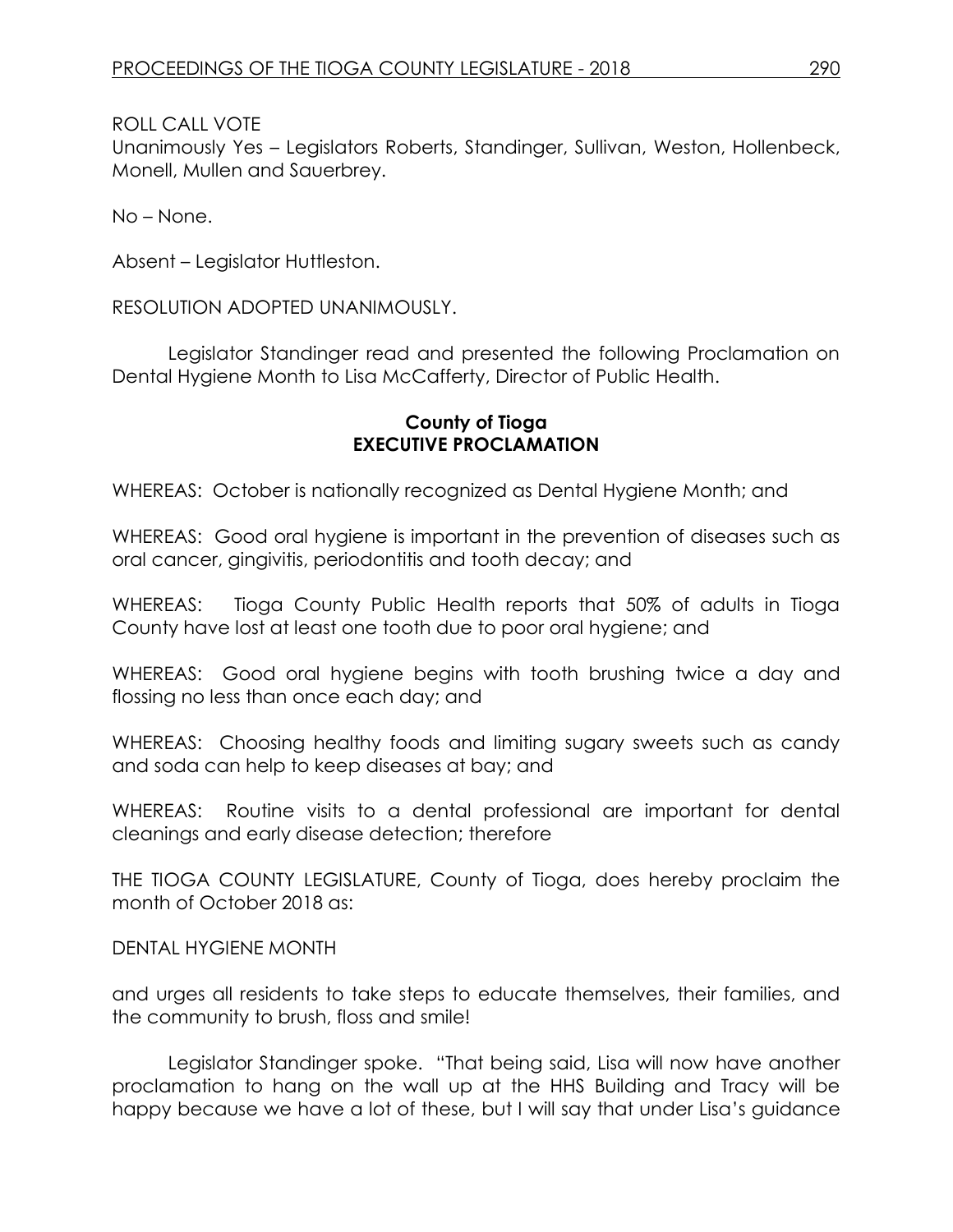ROLL CALL VOTE
Unanimously Yes – Legislators Roberts, Standinger, Sullivan, Weston, Hollenbeck, Monell, Mullen and Sauerbrey.

No – None.

Absent – Legislator Huttleston.

RESOLUTION ADOPTED UNANIMOUSLY.

Legislator Standinger read and presented the following Proclamation on Dental Hygiene Month to Lisa McCafferty, Director of Public Health.

**County of Tioga**
**EXECUTIVE PROCLAMATION**

WHEREAS: October is nationally recognized as Dental Hygiene Month; and

WHEREAS: Good oral hygiene is important in the prevention of diseases such as oral cancer, gingivitis, periodontitis and tooth decay; and

WHEREAS: Tioga County Public Health reports that 50% of adults in Tioga County have lost at least one tooth due to poor oral hygiene; and

WHEREAS: Good oral hygiene begins with tooth brushing twice a day and flossing no less than once each day; and

WHEREAS: Choosing healthy foods and limiting sugary sweets such as candy and soda can help to keep diseases at bay; and

WHEREAS: Routine visits to a dental professional are important for dental cleanings and early disease detection; therefore

THE TIOGA COUNTY LEGISLATURE, County of Tioga, does hereby proclaim the month of October 2018 as:

DENTAL HYGIENE MONTH

and urges all residents to take steps to educate themselves, their families, and the community to brush, floss and smile!

Legislator Standinger spoke. "That being said, Lisa will now have another proclamation to hang on the wall up at the HHS Building and Tracy will be happy because we have a lot of these, but I will say that under Lisa's guidance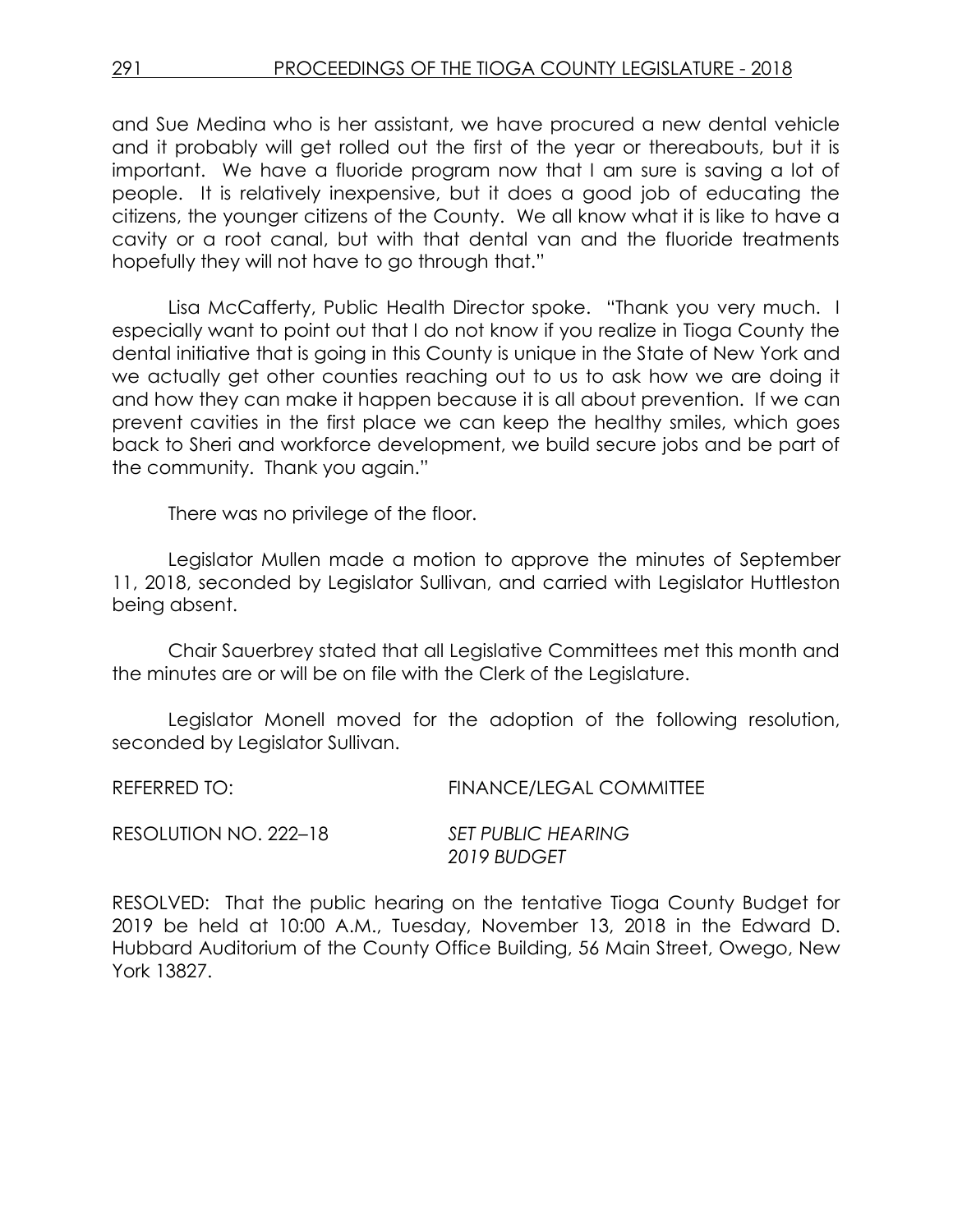and Sue Medina who is her assistant, we have procured a new dental vehicle and it probably will get rolled out the first of the year or thereabouts, but it is important. We have a fluoride program now that I am sure is saving a lot of people. It is relatively inexpensive, but it does a good job of educating the citizens, the younger citizens of the County. We all know what it is like to have a cavity or a root canal, but with that dental van and the fluoride treatments hopefully they will not have to go through that."

Lisa McCafferty, Public Health Director spoke. "Thank you very much. I especially want to point out that I do not know if you realize in Tioga County the dental initiative that is going in this County is unique in the State of New York and we actually get other counties reaching out to us to ask how we are doing it and how they can make it happen because it is all about prevention. If we can prevent cavities in the first place we can keep the healthy smiles, which goes back to Sheri and workforce development, we build secure jobs and be part of the community. Thank you again."

There was no privilege of the floor.

Legislator Mullen made a motion to approve the minutes of September 11, 2018, seconded by Legislator Sullivan, and carried with Legislator Huttleston being absent.

Chair Sauerbrey stated that all Legislative Committees met this month and the minutes are or will be on file with the Clerk of the Legislature.

Legislator Monell moved for the adoption of the following resolution, seconded by Legislator Sullivan.

REFERRED TO: FINANCE/LEGAL COMMITTEE

RESOLUTION NO. 222–18 *SET PUBLIC HEARING 2019 BUDGET*

RESOLVED: That the public hearing on the tentative Tioga County Budget for 2019 be held at 10:00 A.M., Tuesday, November 13, 2018 in the Edward D. Hubbard Auditorium of the County Office Building, 56 Main Street, Owego, New York 13827.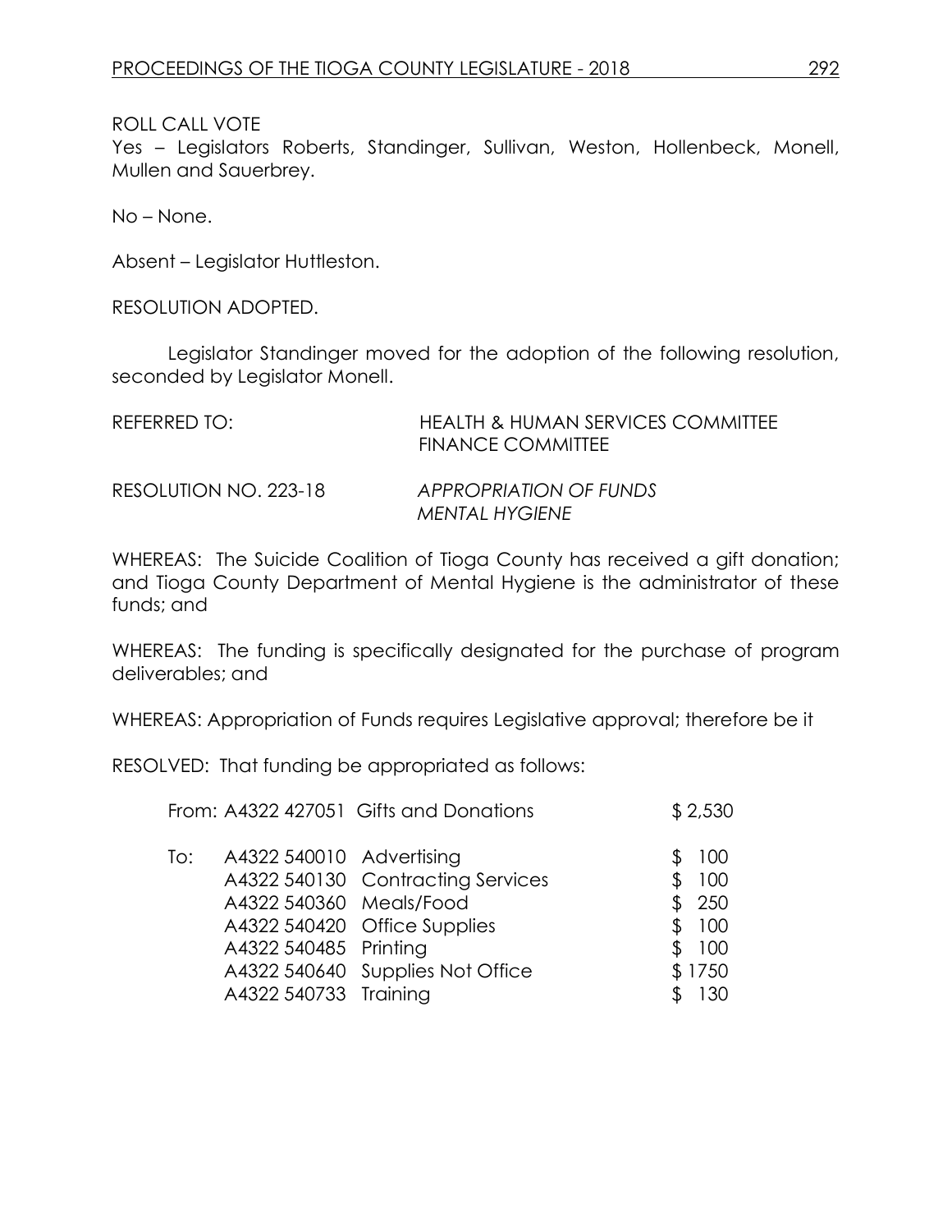ROLL CALL VOTE
Yes – Legislators Roberts, Standinger, Sullivan, Weston, Hollenbeck, Monell, Mullen and Sauerbrey.

No – None.

Absent – Legislator Huttleston.

RESOLUTION ADOPTED.

Legislator Standinger moved for the adoption of the following resolution, seconded by Legislator Monell.

REFERRED TO: HEALTH & HUMAN SERVICES COMMITTEE
FINANCE COMMITTEE

RESOLUTION NO. 223-18 *APPROPRIATION OF FUNDS MENTAL HYGIENE*

WHEREAS: The Suicide Coalition of Tioga County has received a gift donation; and Tioga County Department of Mental Hygiene is the administrator of these funds; and

WHEREAS: The funding is specifically designated for the purchase of program deliverables; and

WHEREAS: Appropriation of Funds requires Legislative approval; therefore be it

RESOLVED: That funding be appropriated as follows:

| | | | |
|---|---|---|---|
| From: | A4322 427051 | Gifts and Donations | $ 2,530 |
| To: | A4322 540010 | Advertising | $ 100 |
| | A4322 540130 | Contracting Services | $ 100 |
| | A4322 540360 | Meals/Food | $ 250 |
| | A4322 540420 | Office Supplies | $ 100 |
| | A4322 540485 | Printing | $ 100 |
| | A4322 540640 | Supplies Not Office | $ 1750 |
| | A4322 540733 | Training | $ 130 |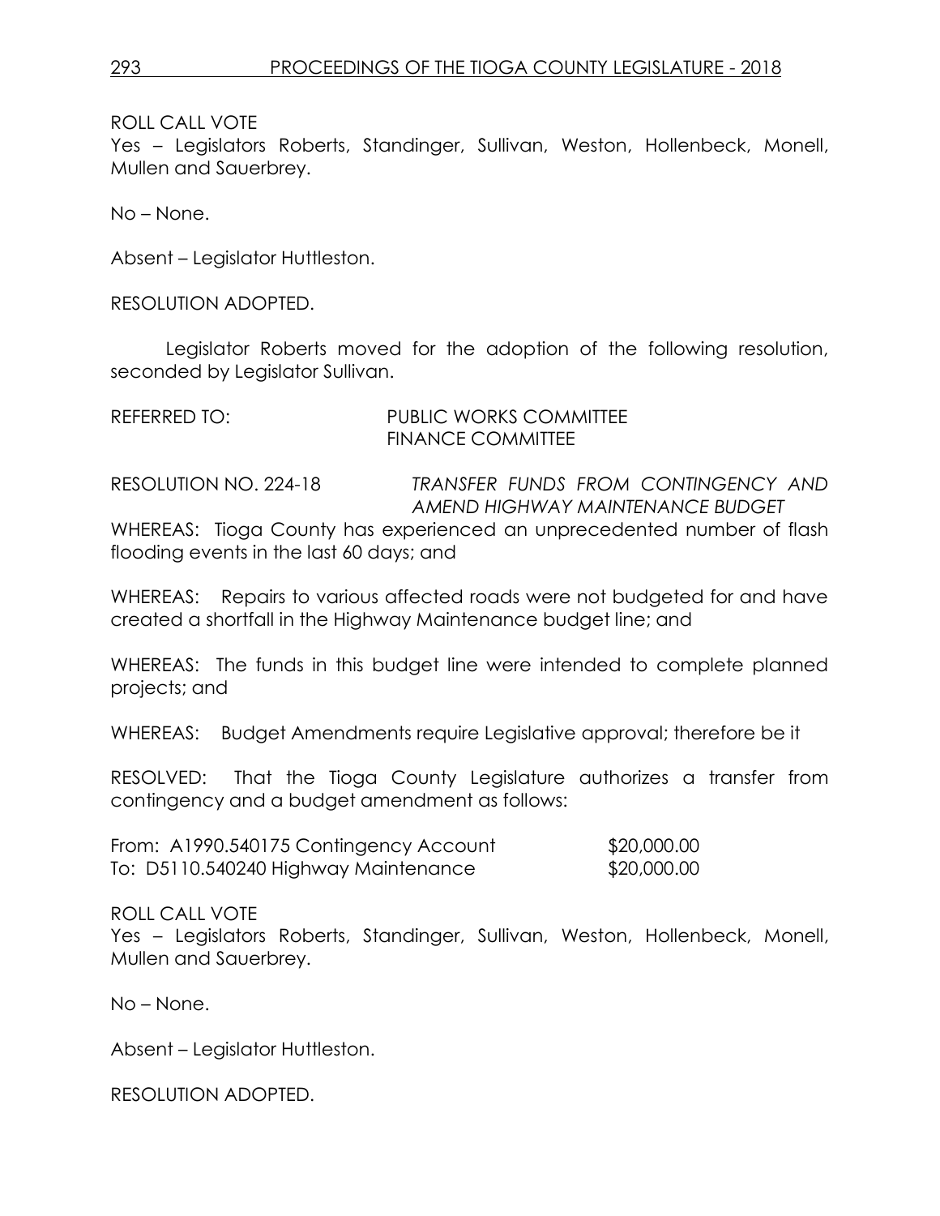ROLL CALL VOTE
Yes – Legislators Roberts, Standinger, Sullivan, Weston, Hollenbeck, Monell, Mullen and Sauerbrey.

No – None.

Absent – Legislator Huttleston.

RESOLUTION ADOPTED.

Legislator Roberts moved for the adoption of the following resolution, seconded by Legislator Sullivan.

REFERRED TO: PUBLIC WORKS COMMITTEE
FINANCE COMMITTEE

RESOLUTION NO. 224-18 *TRANSFER FUNDS FROM CONTINGENCY AND AMEND HIGHWAY MAINTENANCE BUDGET*

WHEREAS: Tioga County has experienced an unprecedented number of flash flooding events in the last 60 days; and

WHEREAS: Repairs to various affected roads were not budgeted for and have created a shortfall in the Highway Maintenance budget line; and

WHEREAS: The funds in this budget line were intended to complete planned projects; and

WHEREAS: Budget Amendments require Legislative approval; therefore be it

RESOLVED: That the Tioga County Legislature authorizes a transfer from contingency and a budget amendment as follows:

From: A1990.540175 Contingency Account $20,000.00
To: D5110.540240 Highway Maintenance $20,000.00

ROLL CALL VOTE
Yes – Legislators Roberts, Standinger, Sullivan, Weston, Hollenbeck, Monell, Mullen and Sauerbrey.

No – None.

Absent – Legislator Huttleston.

RESOLUTION ADOPTED.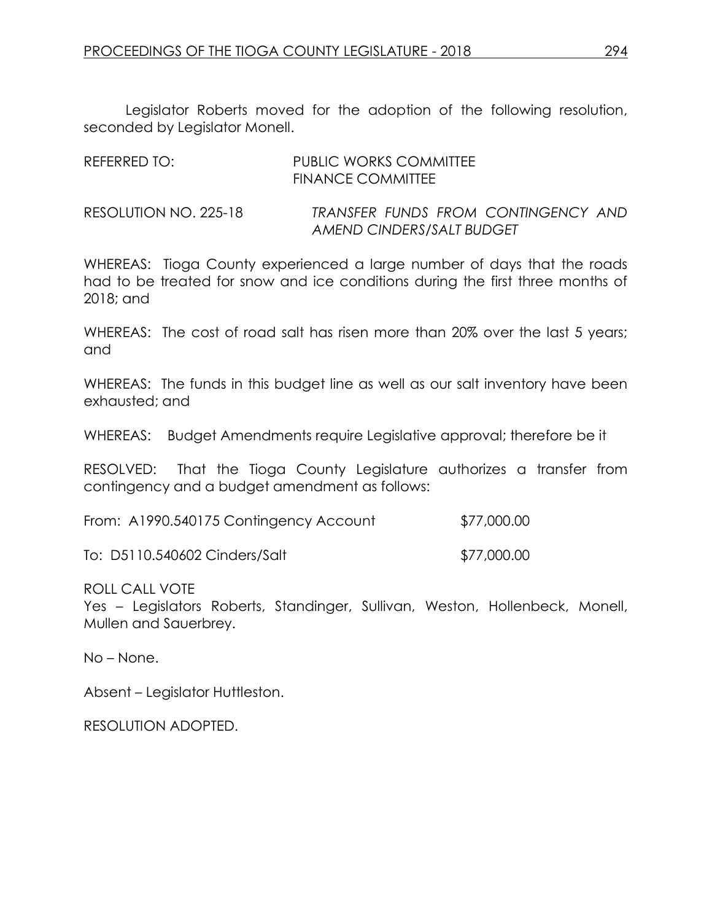Legislator Roberts moved for the adoption of the following resolution, seconded by Legislator Monell.

REFERRED TO: PUBLIC WORKS COMMITTEE
FINANCE COMMITTEE

RESOLUTION NO. 225-18 *TRANSFER FUNDS FROM CONTINGENCY AND AMEND CINDERS/SALT BUDGET*

WHEREAS: Tioga County experienced a large number of days that the roads had to be treated for snow and ice conditions during the first three months of 2018; and

WHEREAS: The cost of road salt has risen more than 20% over the last 5 years; and

WHEREAS: The funds in this budget line as well as our salt inventory have been exhausted; and

WHEREAS: Budget Amendments require Legislative approval; therefore be it

RESOLVED: That the Tioga County Legislature authorizes a transfer from contingency and a budget amendment as follows:

From: A1990.540175 Contingency Account $77,000.00

To: D5110.540602 Cinders/Salt $77,000.00

ROLL CALL VOTE
Yes – Legislators Roberts, Standinger, Sullivan, Weston, Hollenbeck, Monell, Mullen and Sauerbrey.

No – None.

Absent – Legislator Huttleston.

RESOLUTION ADOPTED.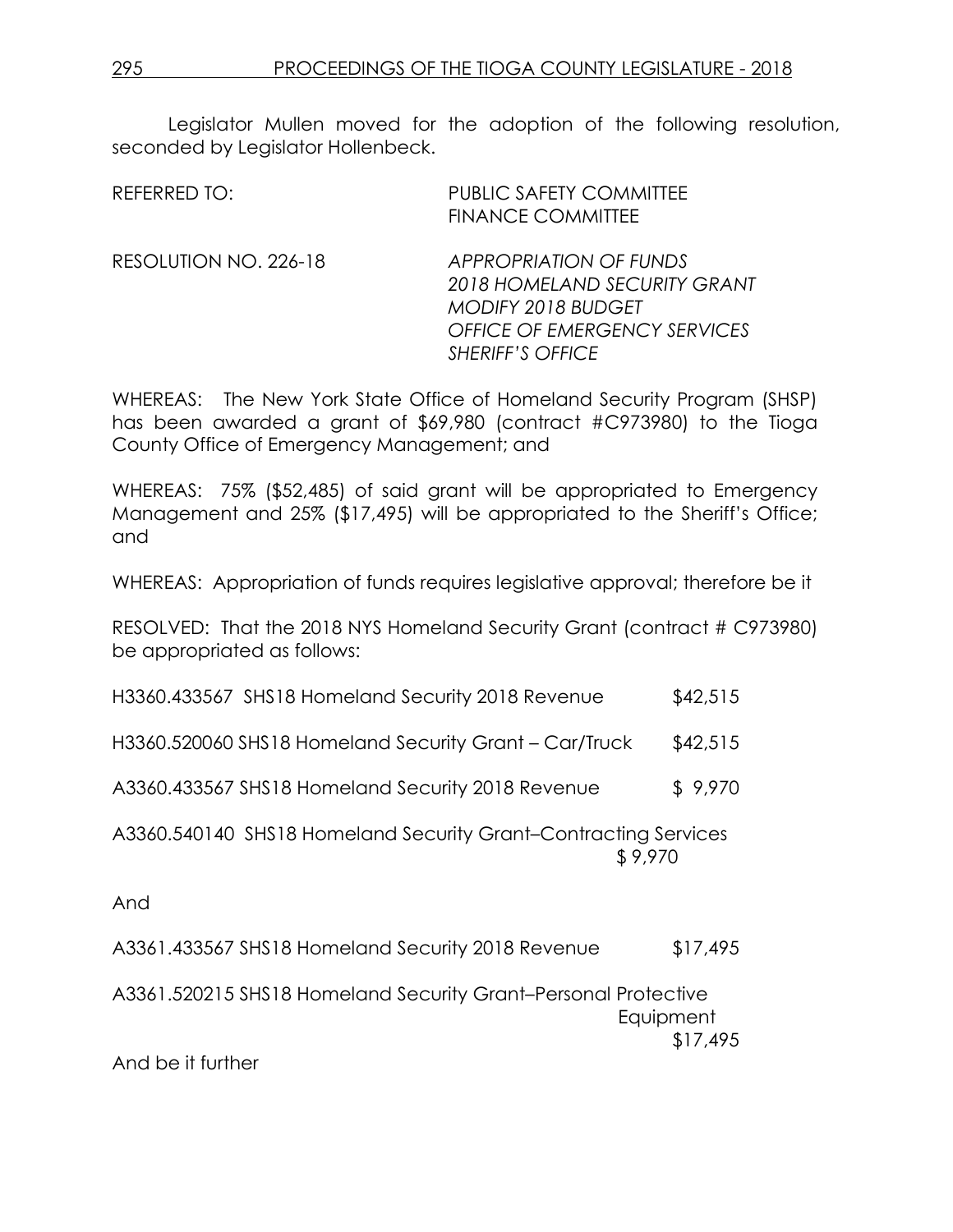Legislator Mullen moved for the adoption of the following resolution, seconded by Legislator Hollenbeck.

REFERRED TO: PUBLIC SAFETY COMMITTEE
FINANCE COMMITTEE

RESOLUTION NO. 226-18 *APPROPRIATION OF FUNDS*
*2018 HOMELAND SECURITY GRANT*
*MODIFY 2018 BUDGET*
*OFFICE OF EMERGENCY SERVICES*
*SHERIFF'S OFFICE*

WHEREAS: The New York State Office of Homeland Security Program (SHSP) has been awarded a grant of $69,980 (contract #C973980) to the Tioga County Office of Emergency Management; and

WHEREAS: 75% ($52,485) of said grant will be appropriated to Emergency Management and 25% ($17,495) will be appropriated to the Sheriff's Office; and

WHEREAS: Appropriation of funds requires legislative approval; therefore be it

RESOLVED: That the 2018 NYS Homeland Security Grant (contract # C973980) be appropriated as follows:

H3360.433567 SHS18 Homeland Security 2018 Revenue $42,515

H3360.520060 SHS18 Homeland Security Grant – Car/Truck $42,515

A3360.433567 SHS18 Homeland Security 2018 Revenue $ 9,970

A3360.540140 SHS18 Homeland Security Grant–Contracting Services $ 9,970

And

A3361.433567 SHS18 Homeland Security 2018 Revenue $17,495

A3361.520215 SHS18 Homeland Security Grant–Personal Protective Equipment $17,495

And be it further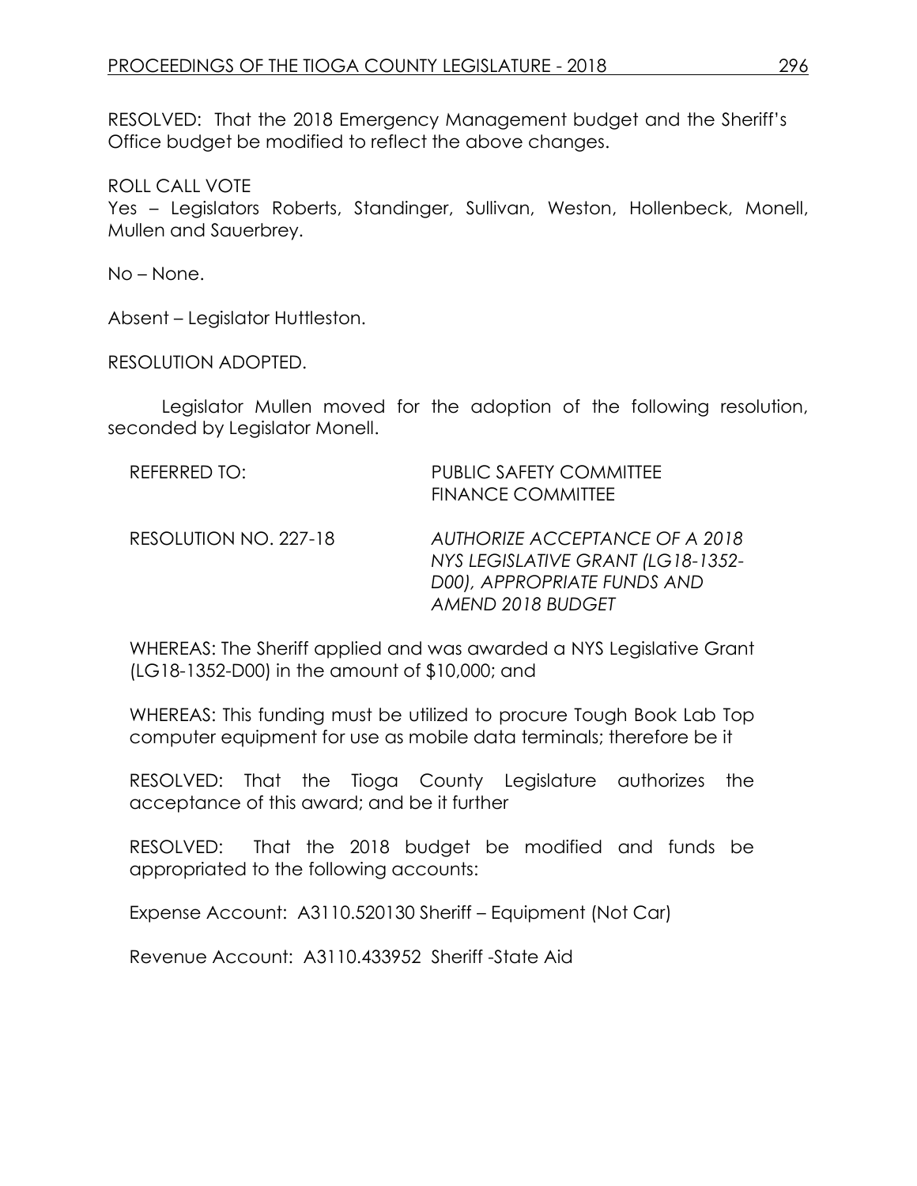RESOLVED: That the 2018 Emergency Management budget and the Sheriff's Office budget be modified to reflect the above changes.

ROLL CALL VOTE
Yes – Legislators Roberts, Standinger, Sullivan, Weston, Hollenbeck, Monell, Mullen and Sauerbrey.

No – None.

Absent – Legislator Huttleston.

RESOLUTION ADOPTED.

Legislator Mullen moved for the adoption of the following resolution, seconded by Legislator Monell.

REFERRED TO: PUBLIC SAFETY COMMITTEE
FINANCE COMMITTEE

RESOLUTION NO. 227-18 *AUTHORIZE ACCEPTANCE OF A 2018 NYS LEGISLATIVE GRANT (LG18-1352-D00), APPROPRIATE FUNDS AND AMEND 2018 BUDGET*

WHEREAS: The Sheriff applied and was awarded a NYS Legislative Grant (LG18-1352-D00) in the amount of $10,000; and

WHEREAS: This funding must be utilized to procure Tough Book Lab Top computer equipment for use as mobile data terminals; therefore be it

RESOLVED: That the Tioga County Legislature authorizes the acceptance of this award; and be it further

RESOLVED: That the 2018 budget be modified and funds be appropriated to the following accounts:

Expense Account: A3110.520130 Sheriff – Equipment (Not Car)

Revenue Account: A3110.433952 Sheriff -State Aid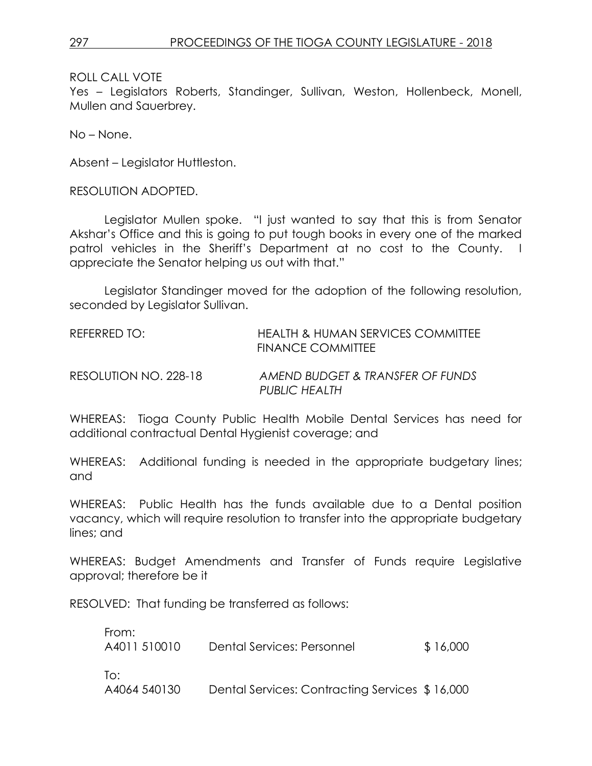ROLL CALL VOTE
Yes – Legislators Roberts, Standinger, Sullivan, Weston, Hollenbeck, Monell, Mullen and Sauerbrey.

No – None.

Absent – Legislator Huttleston.

RESOLUTION ADOPTED.

Legislator Mullen spoke. "I just wanted to say that this is from Senator Akshar's Office and this is going to put tough books in every one of the marked patrol vehicles in the Sheriff's Department at no cost to the County. I appreciate the Senator helping us out with that."

Legislator Standinger moved for the adoption of the following resolution, seconded by Legislator Sullivan.

REFERRED TO: HEALTH & HUMAN SERVICES COMMITTEE
FINANCE COMMITTEE

RESOLUTION NO. 228-18 *AMEND BUDGET & TRANSFER OF FUNDS PUBLIC HEALTH*

WHEREAS: Tioga County Public Health Mobile Dental Services has need for additional contractual Dental Hygienist coverage; and

WHEREAS: Additional funding is needed in the appropriate budgetary lines; and

WHEREAS: Public Health has the funds available due to a Dental position vacancy, which will require resolution to transfer into the appropriate budgetary lines; and

WHEREAS: Budget Amendments and Transfer of Funds require Legislative approval; therefore be it

RESOLVED: That funding be transferred as follows:

From:
A4011 510010 Dental Services: Personnel $ 16,000

To:
A4064 540130 Dental Services: Contracting Services $ 16,000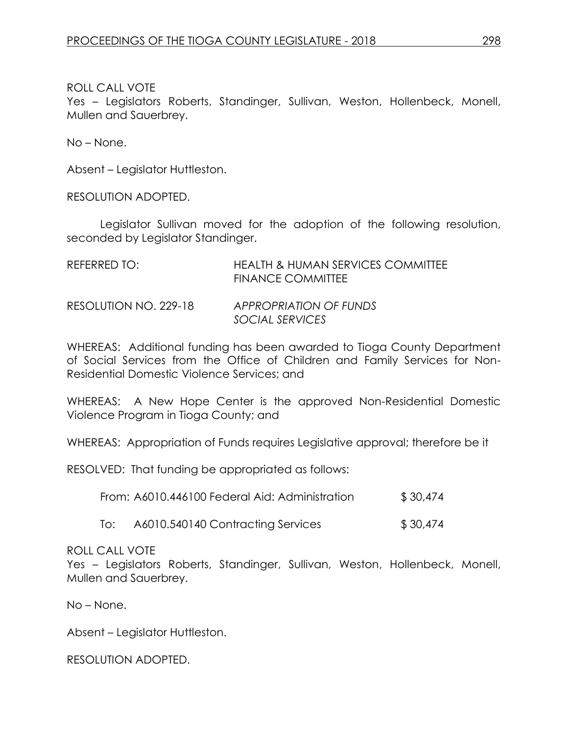ROLL CALL VOTE
Yes – Legislators Roberts, Standinger, Sullivan, Weston, Hollenbeck, Monell, Mullen and Sauerbrey.

No – None.

Absent – Legislator Huttleston.

RESOLUTION ADOPTED.

Legislator Sullivan moved for the adoption of the following resolution, seconded by Legislator Standinger.

REFERRED TO: HEALTH & HUMAN SERVICES COMMITTEE
FINANCE COMMITTEE

RESOLUTION NO. 229-18 *APPROPRIATION OF FUNDS SOCIAL SERVICES*

WHEREAS: Additional funding has been awarded to Tioga County Department of Social Services from the Office of Children and Family Services for Non-Residential Domestic Violence Services; and

WHEREAS: A New Hope Center is the approved Non-Residential Domestic Violence Program in Tioga County; and

WHEREAS: Appropriation of Funds requires Legislative approval; therefore be it

RESOLVED: That funding be appropriated as follows:

| | | |
|---|---|---|
| From: | A6010.446100 Federal Aid: Administration | $ 30,474 |
| To: | A6010.540140 Contracting Services | $ 30,474 |

ROLL CALL VOTE
Yes – Legislators Roberts, Standinger, Sullivan, Weston, Hollenbeck, Monell, Mullen and Sauerbrey.

No – None.

Absent – Legislator Huttleston.

RESOLUTION ADOPTED.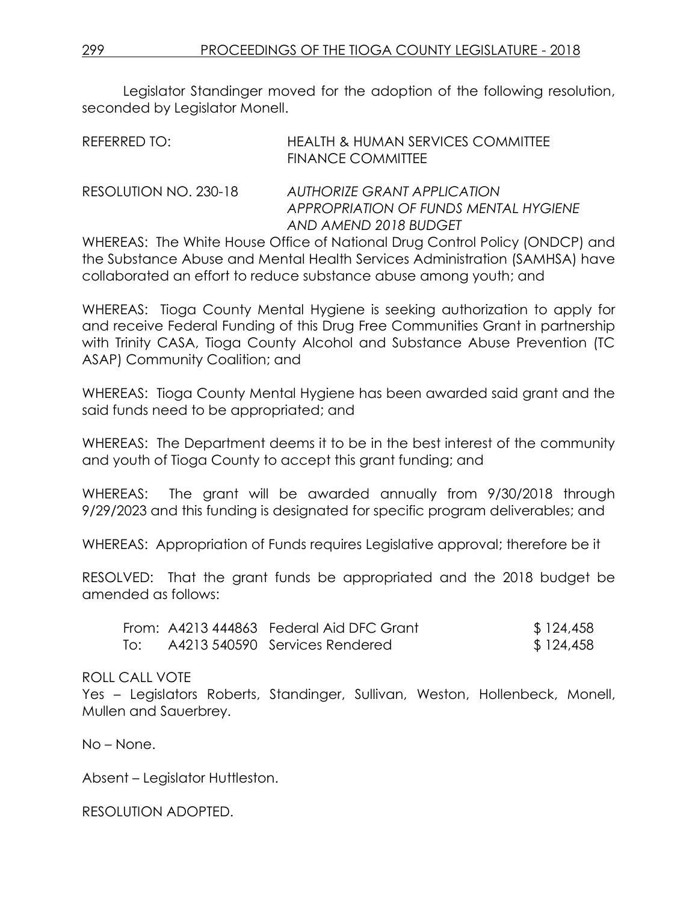Legislator Standinger moved for the adoption of the following resolution, seconded by Legislator Monell.

REFERRED TO: HEALTH & HUMAN SERVICES COMMITTEE
FINANCE COMMITTEE

RESOLUTION NO. 230-18 *AUTHORIZE GRANT APPLICATION APPROPRIATION OF FUNDS MENTAL HYGIENE AND AMEND 2018 BUDGET*

WHEREAS: The White House Office of National Drug Control Policy (ONDCP) and the Substance Abuse and Mental Health Services Administration (SAMHSA) have collaborated an effort to reduce substance abuse among youth; and

WHEREAS: Tioga County Mental Hygiene is seeking authorization to apply for and receive Federal Funding of this Drug Free Communities Grant in partnership with Trinity CASA, Tioga County Alcohol and Substance Abuse Prevention (TC ASAP) Community Coalition; and

WHEREAS: Tioga County Mental Hygiene has been awarded said grant and the said funds need to be appropriated; and

WHEREAS: The Department deems it to be in the best interest of the community and youth of Tioga County to accept this grant funding; and

WHEREAS: The grant will be awarded annually from 9/30/2018 through 9/29/2023 and this funding is designated for specific program deliverables; and

WHEREAS: Appropriation of Funds requires Legislative approval; therefore be it

RESOLVED: That the grant funds be appropriated and the 2018 budget be amended as follows:

| | | | |
|---|---|---|---|
| From: | A4213 444863 | Federal Aid DFC Grant | $ 124,458 |
| To: | A4213 540590 | Services Rendered | $ 124,458 |

ROLL CALL VOTE
Yes – Legislators Roberts, Standinger, Sullivan, Weston, Hollenbeck, Monell, Mullen and Sauerbrey.

No – None.

Absent – Legislator Huttleston.

RESOLUTION ADOPTED.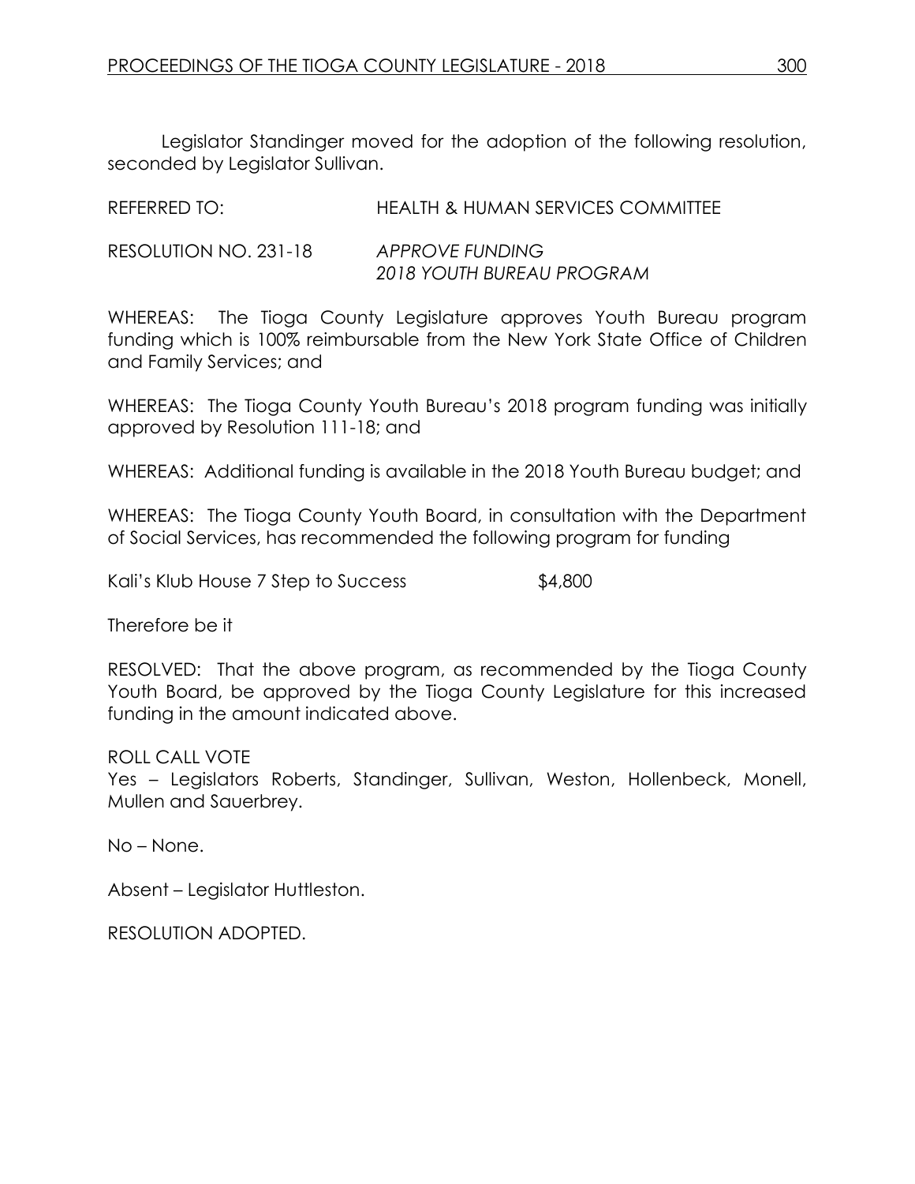Legislator Standinger moved for the adoption of the following resolution, seconded by Legislator Sullivan.

REFERRED TO: HEALTH & HUMAN SERVICES COMMITTEE

RESOLUTION NO. 231-18 *APPROVE FUNDING 2018 YOUTH BUREAU PROGRAM*

WHEREAS: The Tioga County Legislature approves Youth Bureau program funding which is 100% reimbursable from the New York State Office of Children and Family Services; and

WHEREAS: The Tioga County Youth Bureau's 2018 program funding was initially approved by Resolution 111-18; and

WHEREAS: Additional funding is available in the 2018 Youth Bureau budget; and

WHEREAS: The Tioga County Youth Board, in consultation with the Department of Social Services, has recommended the following program for funding

Kali's Klub House 7 Step to Success $4,800

Therefore be it

RESOLVED: That the above program, as recommended by the Tioga County Youth Board, be approved by the Tioga County Legislature for this increased funding in the amount indicated above.

ROLL CALL VOTE
Yes – Legislators Roberts, Standinger, Sullivan, Weston, Hollenbeck, Monell, Mullen and Sauerbrey.

No – None.

Absent – Legislator Huttleston.

RESOLUTION ADOPTED.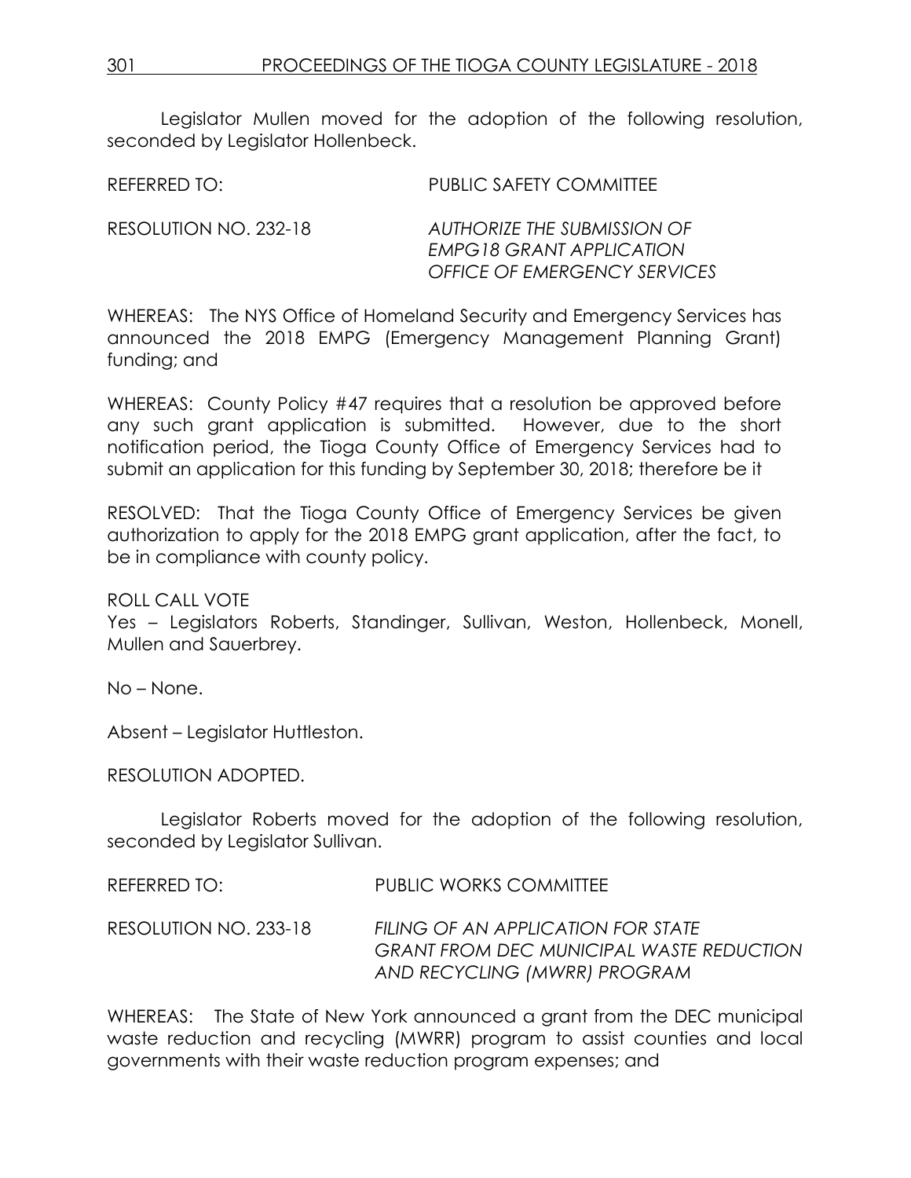Legislator Mullen moved for the adoption of the following resolution, seconded by Legislator Hollenbeck.

REFERRED TO: PUBLIC SAFETY COMMITTEE

RESOLUTION NO. 232-18 *AUTHORIZE THE SUBMISSION OF EMPG18 GRANT APPLICATION OFFICE OF EMERGENCY SERVICES*

WHEREAS: The NYS Office of Homeland Security and Emergency Services has announced the 2018 EMPG (Emergency Management Planning Grant) funding; and

WHEREAS: County Policy #47 requires that a resolution be approved before any such grant application is submitted. However, due to the short notification period, the Tioga County Office of Emergency Services had to submit an application for this funding by September 30, 2018; therefore be it

RESOLVED: That the Tioga County Office of Emergency Services be given authorization to apply for the 2018 EMPG grant application, after the fact, to be in compliance with county policy.

ROLL CALL VOTE
Yes – Legislators Roberts, Standinger, Sullivan, Weston, Hollenbeck, Monell, Mullen and Sauerbrey.

No – None.

Absent – Legislator Huttleston.

RESOLUTION ADOPTED.

Legislator Roberts moved for the adoption of the following resolution, seconded by Legislator Sullivan.

REFERRED TO: PUBLIC WORKS COMMITTEE

RESOLUTION NO. 233-18 *FILING OF AN APPLICATION FOR STATE GRANT FROM DEC MUNICIPAL WASTE REDUCTION AND RECYCLING (MWRR) PROGRAM*

WHEREAS: The State of New York announced a grant from the DEC municipal waste reduction and recycling (MWRR) program to assist counties and local governments with their waste reduction program expenses; and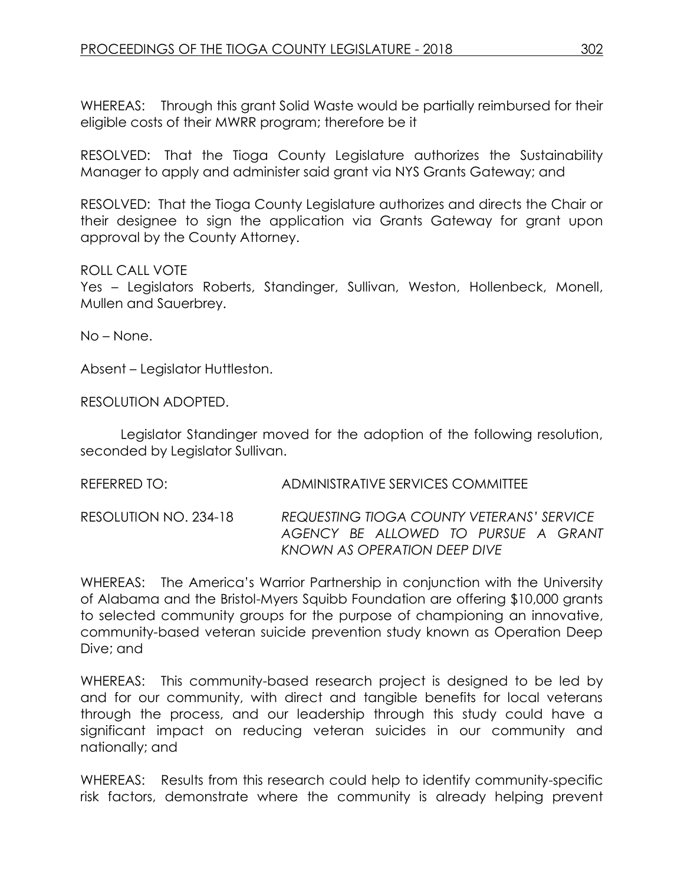WHEREAS: Through this grant Solid Waste would be partially reimbursed for their eligible costs of their MWRR program; therefore be it

RESOLVED: That the Tioga County Legislature authorizes the Sustainability Manager to apply and administer said grant via NYS Grants Gateway; and

RESOLVED: That the Tioga County Legislature authorizes and directs the Chair or their designee to sign the application via Grants Gateway for grant upon approval by the County Attorney.

ROLL CALL VOTE
Yes – Legislators Roberts, Standinger, Sullivan, Weston, Hollenbeck, Monell, Mullen and Sauerbrey.

No – None.

Absent – Legislator Huttleston.

RESOLUTION ADOPTED.

Legislator Standinger moved for the adoption of the following resolution, seconded by Legislator Sullivan.

REFERRED TO: ADMINISTRATIVE SERVICES COMMITTEE

RESOLUTION NO. 234-18 *REQUESTING TIOGA COUNTY VETERANS' SERVICE AGENCY BE ALLOWED TO PURSUE A GRANT KNOWN AS OPERATION DEEP DIVE*

WHEREAS: The America's Warrior Partnership in conjunction with the University of Alabama and the Bristol-Myers Squibb Foundation are offering $10,000 grants to selected community groups for the purpose of championing an innovative, community-based veteran suicide prevention study known as Operation Deep Dive; and

WHEREAS: This community-based research project is designed to be led by and for our community, with direct and tangible benefits for local veterans through the process, and our leadership through this study could have a significant impact on reducing veteran suicides in our community and nationally; and

WHEREAS: Results from this research could help to identify community-specific risk factors, demonstrate where the community is already helping prevent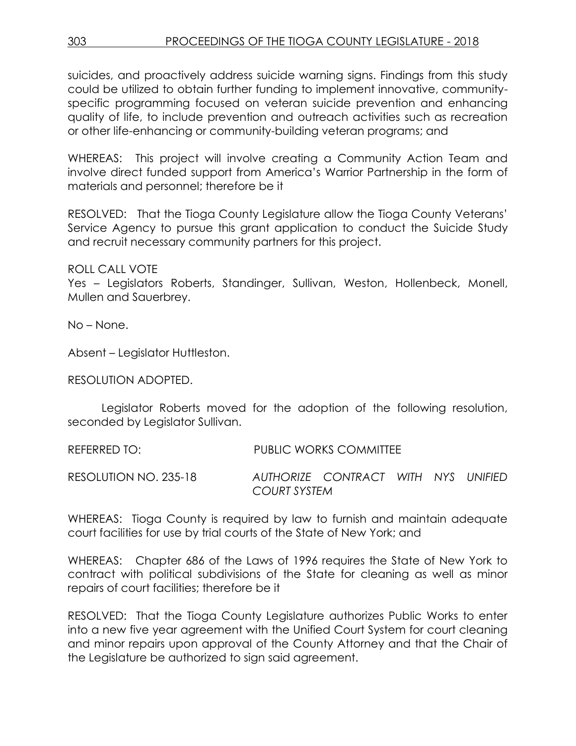suicides, and proactively address suicide warning signs. Findings from this study could be utilized to obtain further funding to implement innovative, community-specific programming focused on veteran suicide prevention and enhancing quality of life, to include prevention and outreach activities such as recreation or other life-enhancing or community-building veteran programs; and

WHEREAS: This project will involve creating a Community Action Team and involve direct funded support from America's Warrior Partnership in the form of materials and personnel; therefore be it

RESOLVED: That the Tioga County Legislature allow the Tioga County Veterans' Service Agency to pursue this grant application to conduct the Suicide Study and recruit necessary community partners for this project.

ROLL CALL VOTE
Yes – Legislators Roberts, Standinger, Sullivan, Weston, Hollenbeck, Monell, Mullen and Sauerbrey.

No – None.

Absent – Legislator Huttleston.

RESOLUTION ADOPTED.

Legislator Roberts moved for the adoption of the following resolution, seconded by Legislator Sullivan.

REFERRED TO: PUBLIC WORKS COMMITTEE

RESOLUTION NO. 235-18 *AUTHORIZE CONTRACT WITH NYS UNIFIED COURT SYSTEM*

WHEREAS: Tioga County is required by law to furnish and maintain adequate court facilities for use by trial courts of the State of New York; and

WHEREAS: Chapter 686 of the Laws of 1996 requires the State of New York to contract with political subdivisions of the State for cleaning as well as minor repairs of court facilities; therefore be it

RESOLVED: That the Tioga County Legislature authorizes Public Works to enter into a new five year agreement with the Unified Court System for court cleaning and minor repairs upon approval of the County Attorney and that the Chair of the Legislature be authorized to sign said agreement.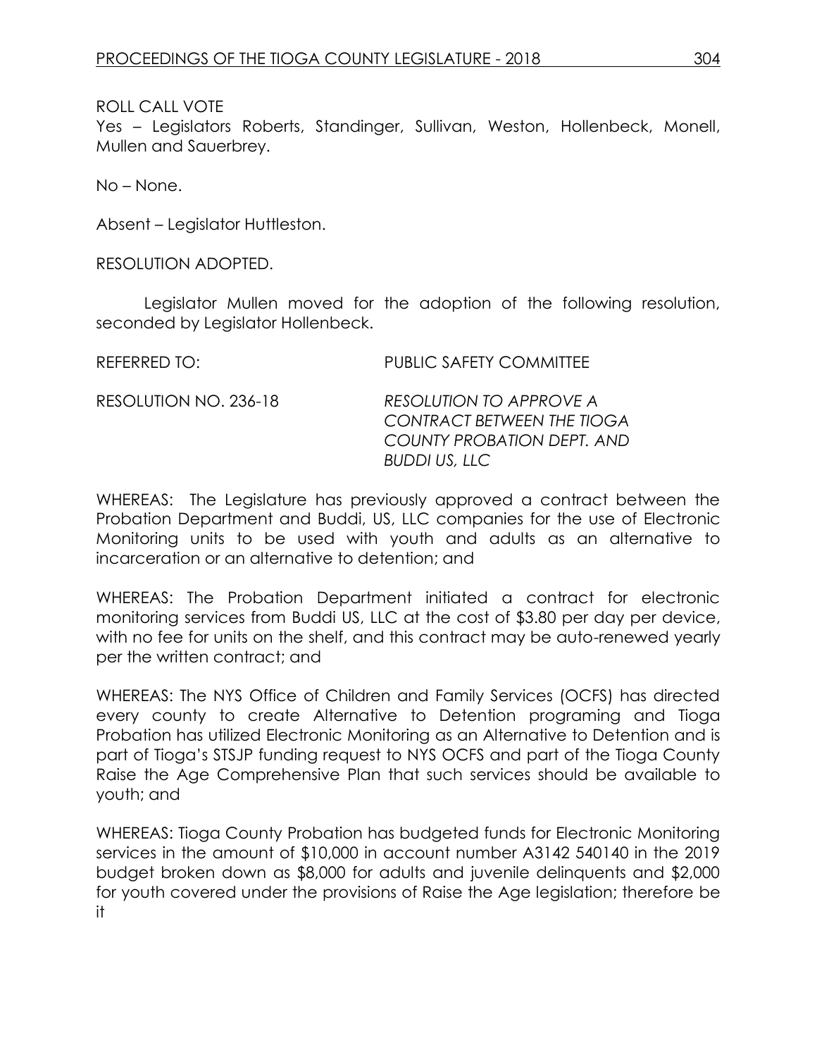ROLL CALL VOTE

Yes – Legislators Roberts, Standinger, Sullivan, Weston, Hollenbeck, Monell, Mullen and Sauerbrey.

No – None.

Absent – Legislator Huttleston.

RESOLUTION ADOPTED.

Legislator Mullen moved for the adoption of the following resolution, seconded by Legislator Hollenbeck.

REFERRED TO: PUBLIC SAFETY COMMITTEE

RESOLUTION NO. 236-18 *RESOLUTION TO APPROVE A CONTRACT BETWEEN THE TIOGA COUNTY PROBATION DEPT. AND BUDDI US, LLC*

WHEREAS: The Legislature has previously approved a contract between the Probation Department and Buddi, US, LLC companies for the use of Electronic Monitoring units to be used with youth and adults as an alternative to incarceration or an alternative to detention; and

WHEREAS: The Probation Department initiated a contract for electronic monitoring services from Buddi US, LLC at the cost of $3.80 per day per device, with no fee for units on the shelf, and this contract may be auto-renewed yearly per the written contract; and

WHEREAS: The NYS Office of Children and Family Services (OCFS) has directed every county to create Alternative to Detention programing and Tioga Probation has utilized Electronic Monitoring as an Alternative to Detention and is part of Tioga's STSJP funding request to NYS OCFS and part of the Tioga County Raise the Age Comprehensive Plan that such services should be available to youth; and

WHEREAS: Tioga County Probation has budgeted funds for Electronic Monitoring services in the amount of $10,000 in account number A3142 540140 in the 2019 budget broken down as $8,000 for adults and juvenile delinquents and $2,000 for youth covered under the provisions of Raise the Age legislation; therefore be it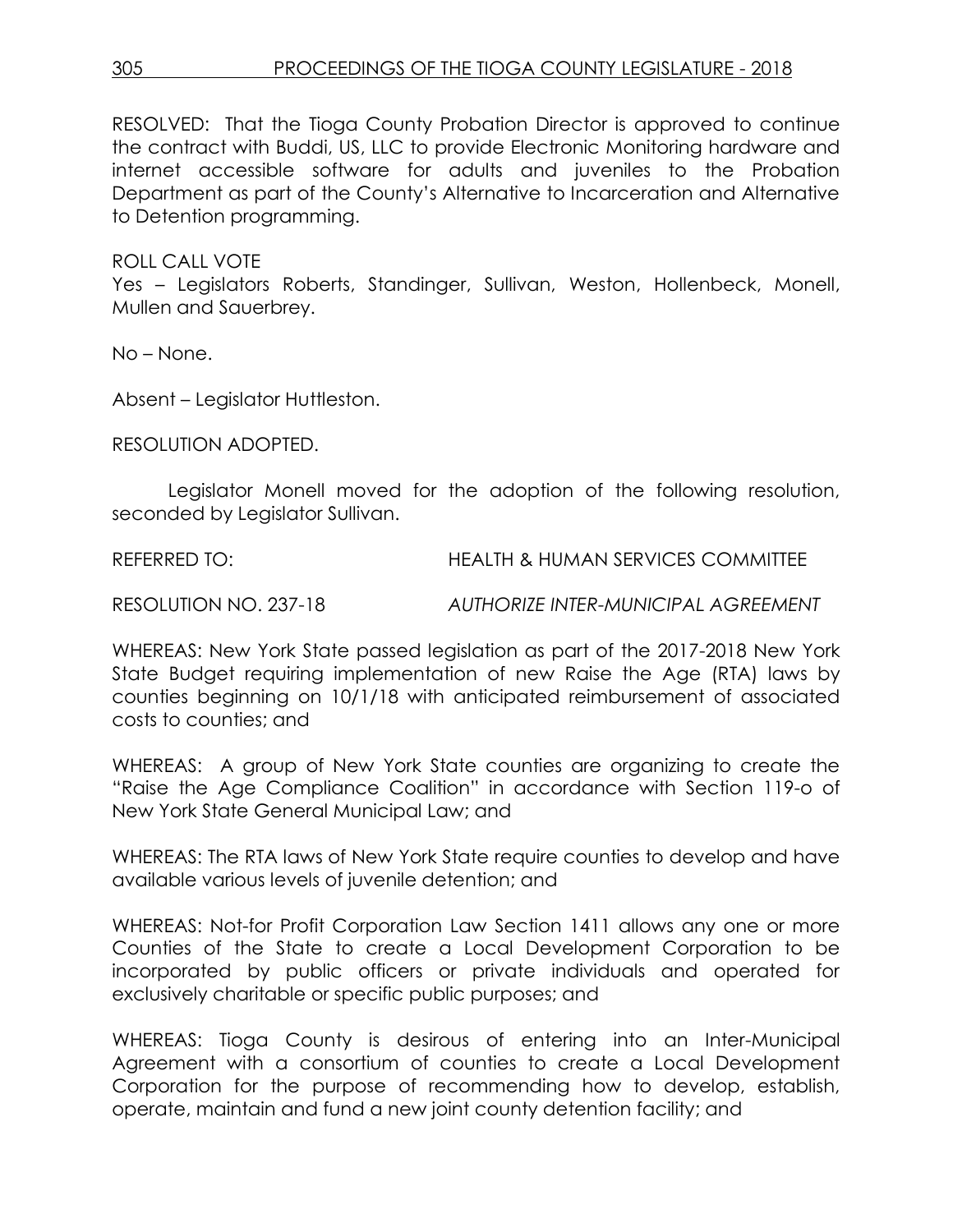RESOLVED: That the Tioga County Probation Director is approved to continue the contract with Buddi, US, LLC to provide Electronic Monitoring hardware and internet accessible software for adults and juveniles to the Probation Department as part of the County's Alternative to Incarceration and Alternative to Detention programming.

ROLL CALL VOTE
Yes – Legislators Roberts, Standinger, Sullivan, Weston, Hollenbeck, Monell, Mullen and Sauerbrey.

No – None.

Absent – Legislator Huttleston.

RESOLUTION ADOPTED.

Legislator Monell moved for the adoption of the following resolution, seconded by Legislator Sullivan.

REFERRED TO: HEALTH & HUMAN SERVICES COMMITTEE

RESOLUTION NO. 237-18 *AUTHORIZE INTER-MUNICIPAL AGREEMENT*

WHEREAS: New York State passed legislation as part of the 2017-2018 New York State Budget requiring implementation of new Raise the Age (RTA) laws by counties beginning on 10/1/18 with anticipated reimbursement of associated costs to counties; and

WHEREAS: A group of New York State counties are organizing to create the "Raise the Age Compliance Coalition" in accordance with Section 119-o of New York State General Municipal Law; and

WHEREAS: The RTA laws of New York State require counties to develop and have available various levels of juvenile detention; and

WHEREAS: Not-for Profit Corporation Law Section 1411 allows any one or more Counties of the State to create a Local Development Corporation to be incorporated by public officers or private individuals and operated for exclusively charitable or specific public purposes; and

WHEREAS: Tioga County is desirous of entering into an Inter-Municipal Agreement with a consortium of counties to create a Local Development Corporation for the purpose of recommending how to develop, establish, operate, maintain and fund a new joint county detention facility; and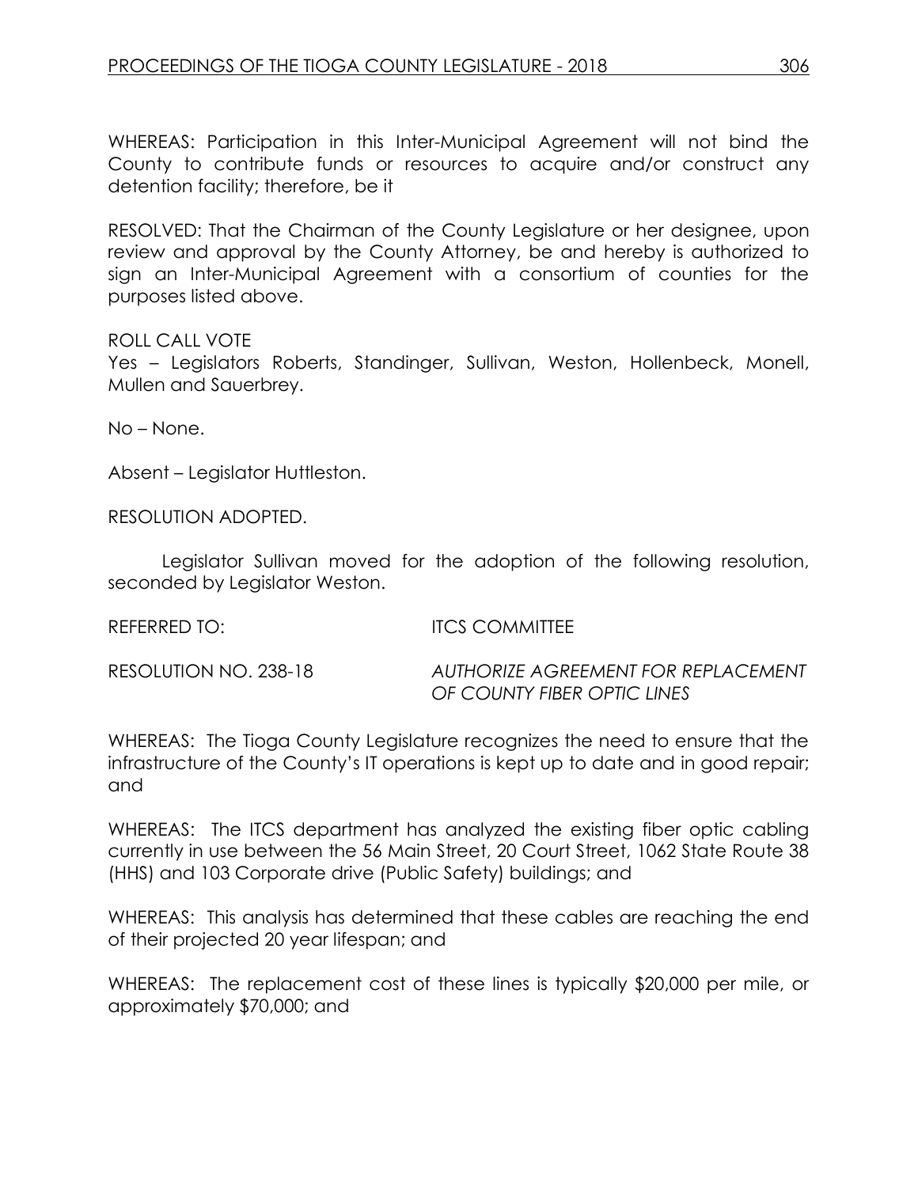WHEREAS: Participation in this Inter-Municipal Agreement will not bind the County to contribute funds or resources to acquire and/or construct any detention facility; therefore, be it

RESOLVED: That the Chairman of the County Legislature or her designee, upon review and approval by the County Attorney, be and hereby is authorized to sign an Inter-Municipal Agreement with a consortium of counties for the purposes listed above.

ROLL CALL VOTE
Yes – Legislators Roberts, Standinger, Sullivan, Weston, Hollenbeck, Monell, Mullen and Sauerbrey.

No – None.

Absent – Legislator Huttleston.

RESOLUTION ADOPTED.

Legislator Sullivan moved for the adoption of the following resolution, seconded by Legislator Weston.

REFERRED TO: ITCS COMMITTEE

RESOLUTION NO. 238-18 *AUTHORIZE AGREEMENT FOR REPLACEMENT OF COUNTY FIBER OPTIC LINES*

WHEREAS: The Tioga County Legislature recognizes the need to ensure that the infrastructure of the County's IT operations is kept up to date and in good repair; and

WHEREAS: The ITCS department has analyzed the existing fiber optic cabling currently in use between the 56 Main Street, 20 Court Street, 1062 State Route 38 (HHS) and 103 Corporate drive (Public Safety) buildings; and

WHEREAS: This analysis has determined that these cables are reaching the end of their projected 20 year lifespan; and

WHEREAS: The replacement cost of these lines is typically $20,000 per mile, or approximately $70,000; and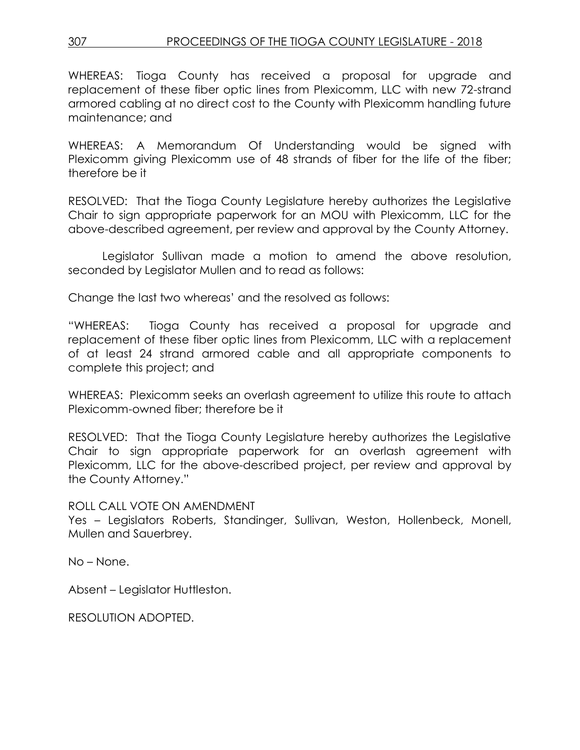WHEREAS: Tioga County has received a proposal for upgrade and replacement of these fiber optic lines from Plexicomm, LLC with new 72-strand armored cabling at no direct cost to the County with Plexicomm handling future maintenance; and

WHEREAS: A Memorandum Of Understanding would be signed with Plexicomm giving Plexicomm use of 48 strands of fiber for the life of the fiber; therefore be it

RESOLVED: That the Tioga County Legislature hereby authorizes the Legislative Chair to sign appropriate paperwork for an MOU with Plexicomm, LLC for the above-described agreement, per review and approval by the County Attorney.

Legislator Sullivan made a motion to amend the above resolution, seconded by Legislator Mullen and to read as follows:

Change the last two whereas' and the resolved as follows:

"WHEREAS: Tioga County has received a proposal for upgrade and replacement of these fiber optic lines from Plexicomm, LLC with a replacement of at least 24 strand armored cable and all appropriate components to complete this project; and

WHEREAS: Plexicomm seeks an overlash agreement to utilize this route to attach Plexicomm-owned fiber; therefore be it

RESOLVED: That the Tioga County Legislature hereby authorizes the Legislative Chair to sign appropriate paperwork for an overlash agreement with Plexicomm, LLC for the above-described project, per review and approval by the County Attorney."

ROLL CALL VOTE ON AMENDMENT

Yes – Legislators Roberts, Standinger, Sullivan, Weston, Hollenbeck, Monell, Mullen and Sauerbrey.

No – None.

Absent – Legislator Huttleston.

RESOLUTION ADOPTED.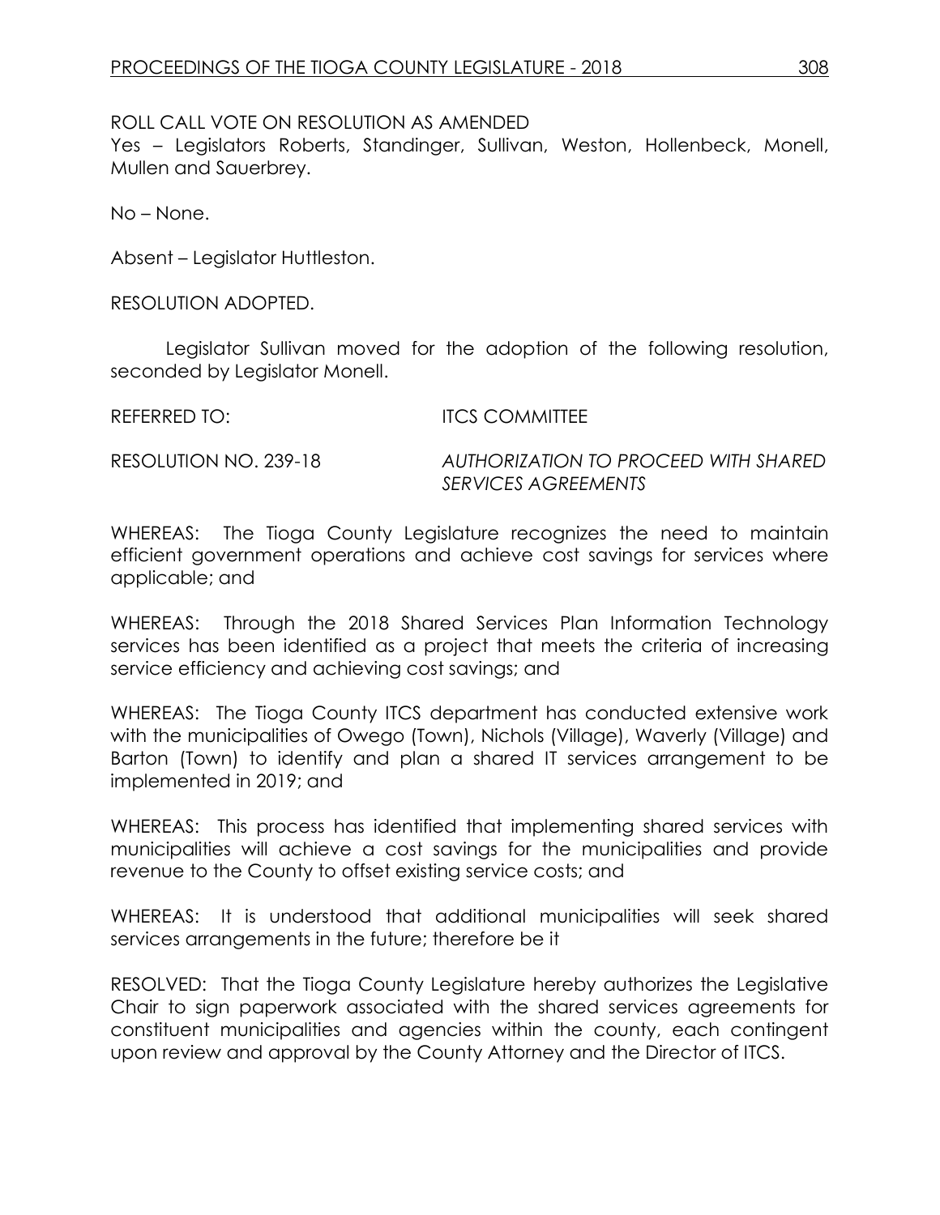ROLL CALL VOTE ON RESOLUTION AS AMENDED

Yes – Legislators Roberts, Standinger, Sullivan, Weston, Hollenbeck, Monell, Mullen and Sauerbrey.

No – None.

Absent – Legislator Huttleston.

RESOLUTION ADOPTED.

Legislator Sullivan moved for the adoption of the following resolution, seconded by Legislator Monell.

REFERRED TO: ITCS COMMITTEE

RESOLUTION NO. 239-18 *AUTHORIZATION TO PROCEED WITH SHARED SERVICES AGREEMENTS*

WHEREAS: The Tioga County Legislature recognizes the need to maintain efficient government operations and achieve cost savings for services where applicable; and

WHEREAS: Through the 2018 Shared Services Plan Information Technology services has been identified as a project that meets the criteria of increasing service efficiency and achieving cost savings; and

WHEREAS: The Tioga County ITCS department has conducted extensive work with the municipalities of Owego (Town), Nichols (Village), Waverly (Village) and Barton (Town) to identify and plan a shared IT services arrangement to be implemented in 2019; and

WHEREAS: This process has identified that implementing shared services with municipalities will achieve a cost savings for the municipalities and provide revenue to the County to offset existing service costs; and

WHEREAS: It is understood that additional municipalities will seek shared services arrangements in the future; therefore be it

RESOLVED: That the Tioga County Legislature hereby authorizes the Legislative Chair to sign paperwork associated with the shared services agreements for constituent municipalities and agencies within the county, each contingent upon review and approval by the County Attorney and the Director of ITCS.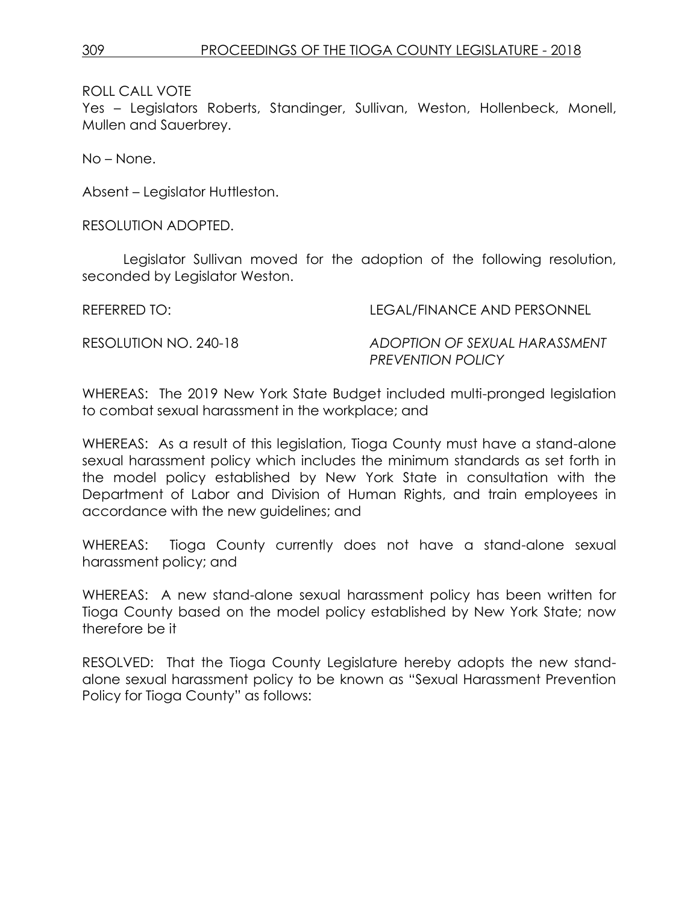ROLL CALL VOTE

Yes – Legislators Roberts, Standinger, Sullivan, Weston, Hollenbeck, Monell, Mullen and Sauerbrey.

No – None.

Absent – Legislator Huttleston.

RESOLUTION ADOPTED.

Legislator Sullivan moved for the adoption of the following resolution, seconded by Legislator Weston.

REFERRED TO: LEGAL/FINANCE AND PERSONNEL

RESOLUTION NO. 240-18 *ADOPTION OF SEXUAL HARASSMENT PREVENTION POLICY*

WHEREAS: The 2019 New York State Budget included multi-pronged legislation to combat sexual harassment in the workplace; and

WHEREAS: As a result of this legislation, Tioga County must have a stand-alone sexual harassment policy which includes the minimum standards as set forth in the model policy established by New York State in consultation with the Department of Labor and Division of Human Rights, and train employees in accordance with the new guidelines; and

WHEREAS: Tioga County currently does not have a stand-alone sexual harassment policy; and

WHEREAS: A new stand-alone sexual harassment policy has been written for Tioga County based on the model policy established by New York State; now therefore be it

RESOLVED: That the Tioga County Legislature hereby adopts the new stand-alone sexual harassment policy to be known as "Sexual Harassment Prevention Policy for Tioga County" as follows: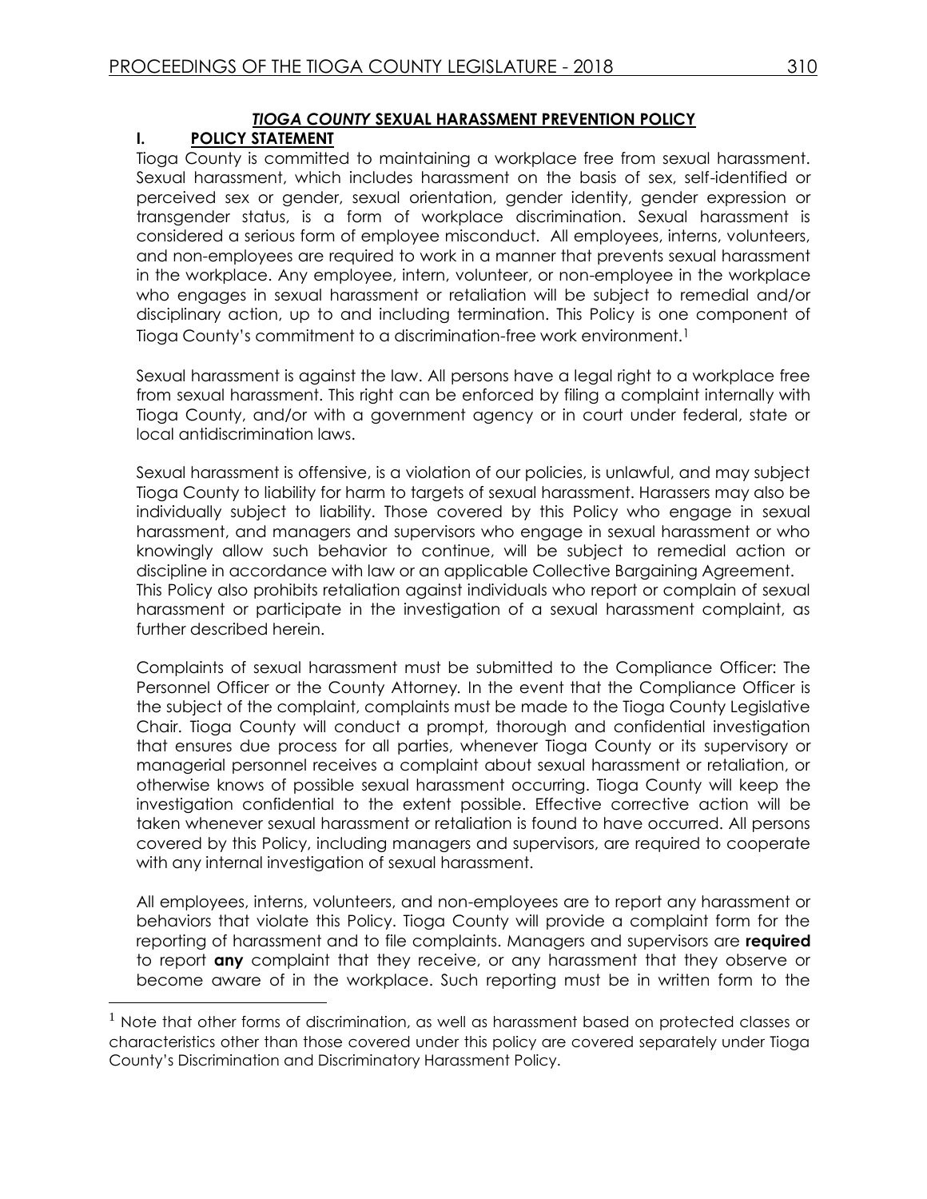## *TIOGA COUNTY* SEXUAL HARASSMENT PREVENTION POLICY

### I. POLICY STATEMENT

Tioga County is committed to maintaining a workplace free from sexual harassment. Sexual harassment, which includes harassment on the basis of sex, self-identified or perceived sex or gender, sexual orientation, gender identity, gender expression or transgender status, is a form of workplace discrimination. Sexual harassment is considered a serious form of employee misconduct. All employees, interns, volunteers, and non-employees are required to work in a manner that prevents sexual harassment in the workplace. Any employee, intern, volunteer, or non-employee in the workplace who engages in sexual harassment or retaliation will be subject to remedial and/or disciplinary action, up to and including termination. This Policy is one component of Tioga County's commitment to a discrimination-free work environment.[1]

Sexual harassment is against the law. All persons have a legal right to a workplace free from sexual harassment. This right can be enforced by filing a complaint internally with Tioga County, and/or with a government agency or in court under federal, state or local antidiscrimination laws.

Sexual harassment is offensive, is a violation of our policies, is unlawful, and may subject Tioga County to liability for harm to targets of sexual harassment. Harassers may also be individually subject to liability. Those covered by this Policy who engage in sexual harassment, and managers and supervisors who engage in sexual harassment or who knowingly allow such behavior to continue, will be subject to remedial action or discipline in accordance with law or an applicable Collective Bargaining Agreement. This Policy also prohibits retaliation against individuals who report or complain of sexual harassment or participate in the investigation of a sexual harassment complaint, as further described herein.

Complaints of sexual harassment must be submitted to the Compliance Officer: The Personnel Officer or the County Attorney. In the event that the Compliance Officer is the subject of the complaint, complaints must be made to the Tioga County Legislative Chair. Tioga County will conduct a prompt, thorough and confidential investigation that ensures due process for all parties, whenever Tioga County or its supervisory or managerial personnel receives a complaint about sexual harassment or retaliation, or otherwise knows of possible sexual harassment occurring. Tioga County will keep the investigation confidential to the extent possible. Effective corrective action will be taken whenever sexual harassment or retaliation is found to have occurred. All persons covered by this Policy, including managers and supervisors, are required to cooperate with any internal investigation of sexual harassment.

All employees, interns, volunteers, and non-employees are to report any harassment or behaviors that violate this Policy. Tioga County will provide a complaint form for the reporting of harassment and to file complaints. Managers and supervisors are **required** to report **any** complaint that they receive, or any harassment that they observe or become aware of in the workplace. Such reporting must be in written form to the

---

[1] Note that other forms of discrimination, as well as harassment based on protected classes or characteristics other than those covered under this policy are covered separately under Tioga County's Discrimination and Discriminatory Harassment Policy.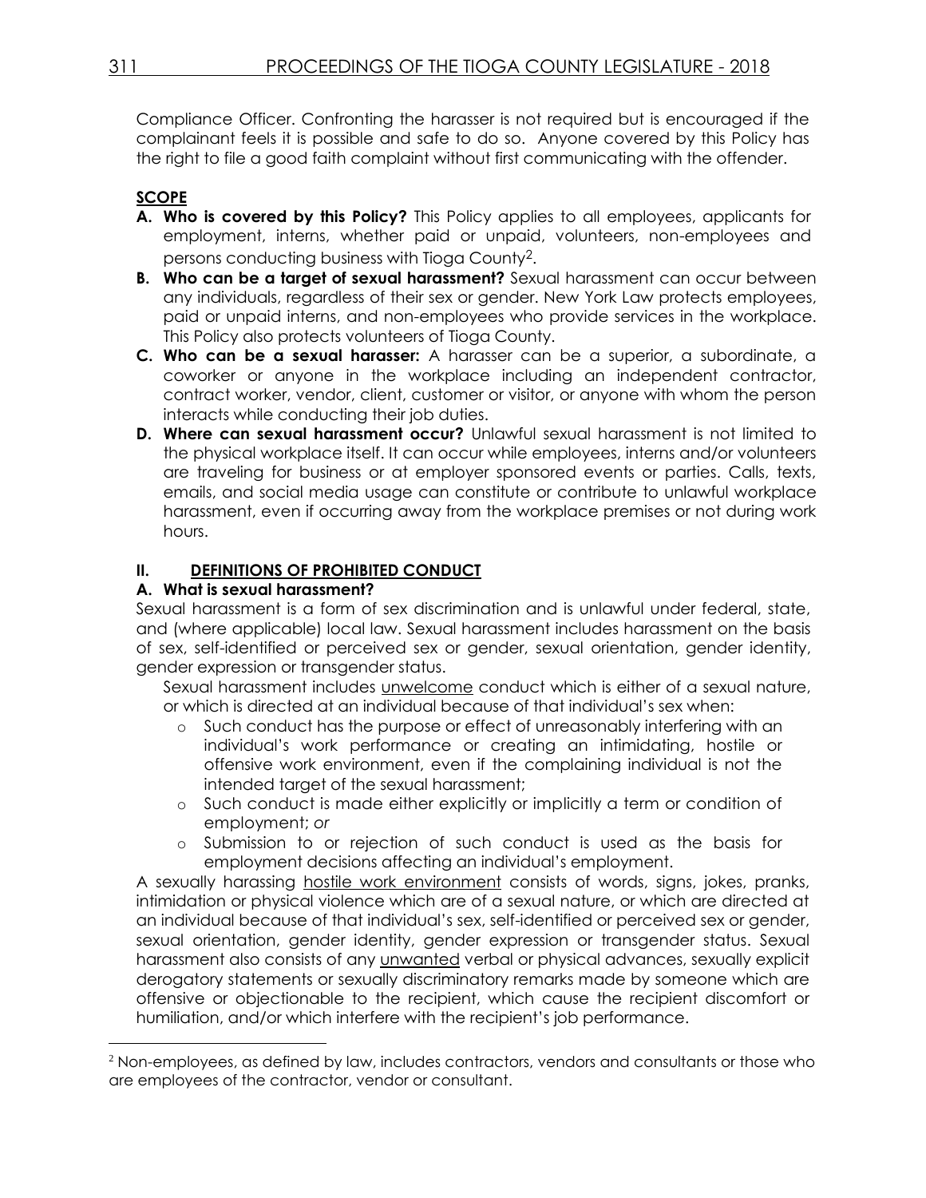Compliance Officer. Confronting the harasser is not required but is encouraged if the complainant feels it is possible and safe to do so. Anyone covered by this Policy has the right to file a good faith complaint without first communicating with the offender.

## SCOPE

**A. Who is covered by this Policy?** This Policy applies to all employees, applicants for employment, interns, whether paid or unpaid, volunteers, non-employees and persons conducting business with Tioga County[2].

**B. Who can be a target of sexual harassment?** Sexual harassment can occur between any individuals, regardless of their sex or gender. New York Law protects employees, paid or unpaid interns, and non-employees who provide services in the workplace. This Policy also protects volunteers of Tioga County.

**C. Who can be a sexual harasser:** A harasser can be a superior, a subordinate, a coworker or anyone in the workplace including an independent contractor, contract worker, vendor, client, customer or visitor, or anyone with whom the person interacts while conducting their job duties.

**D. Where can sexual harassment occur?** Unlawful sexual harassment is not limited to the physical workplace itself. It can occur while employees, interns and/or volunteers are traveling for business or at employer sponsored events or parties. Calls, texts, emails, and social media usage can constitute or contribute to unlawful workplace harassment, even if occurring away from the workplace premises or not during work hours.

## II. DEFINITIONS OF PROHIBITED CONDUCT

### A. What is sexual harassment?

Sexual harassment is a form of sex discrimination and is unlawful under federal, state, and (where applicable) local law. Sexual harassment includes harassment on the basis of sex, self-identified or perceived sex or gender, sexual orientation, gender identity, gender expression or transgender status.

Sexual harassment includes unwelcome conduct which is either of a sexual nature, or which is directed at an individual because of that individual's sex when:

- Such conduct has the purpose or effect of unreasonably interfering with an individual's work performance or creating an intimidating, hostile or offensive work environment, even if the complaining individual is not the intended target of the sexual harassment;
- Such conduct is made either explicitly or implicitly a term or condition of employment; *or*
- Submission to or rejection of such conduct is used as the basis for employment decisions affecting an individual's employment.

A sexually harassing hostile work environment consists of words, signs, jokes, pranks, intimidation or physical violence which are of a sexual nature, or which are directed at an individual because of that individual's sex, self-identified or perceived sex or gender, sexual orientation, gender identity, gender expression or transgender status. Sexual harassment also consists of any unwanted verbal or physical advances, sexually explicit derogatory statements or sexually discriminatory remarks made by someone which are offensive or objectionable to the recipient, which cause the recipient discomfort or humiliation, and/or which interfere with the recipient's job performance.

---

[2] Non-employees, as defined by law, includes contractors, vendors and consultants or those who are employees of the contractor, vendor or consultant.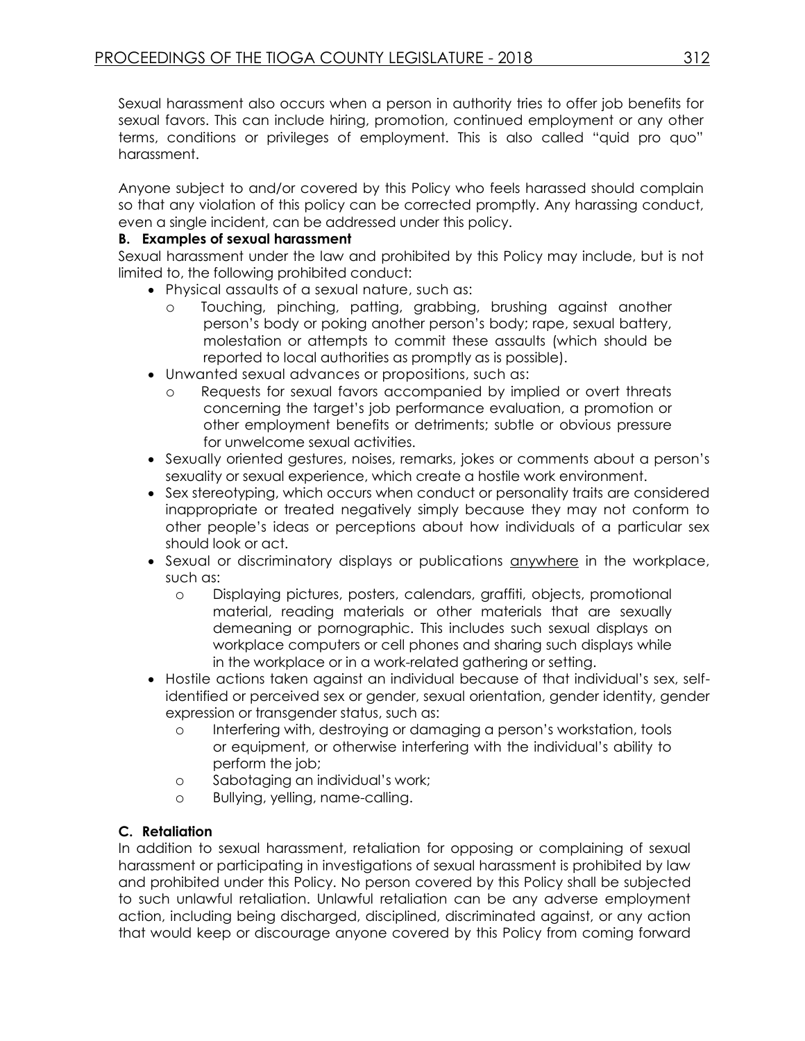Sexual harassment also occurs when a person in authority tries to offer job benefits for sexual favors. This can include hiring, promotion, continued employment or any other terms, conditions or privileges of employment. This is also called "quid pro quo" harassment.

Anyone subject to and/or covered by this Policy who feels harassed should complain so that any violation of this policy can be corrected promptly. Any harassing conduct, even a single incident, can be addressed under this policy.

**B. Examples of sexual harassment**

Sexual harassment under the law and prohibited by this Policy may include, but is not limited to, the following prohibited conduct:

- Physical assaults of a sexual nature, such as:
  - Touching, pinching, patting, grabbing, brushing against another person's body or poking another person's body; rape, sexual battery, molestation or attempts to commit these assaults (which should be reported to local authorities as promptly as is possible).
- Unwanted sexual advances or propositions, such as:
  - Requests for sexual favors accompanied by implied or overt threats concerning the target's job performance evaluation, a promotion or other employment benefits or detriments; subtle or obvious pressure for unwelcome sexual activities.
- Sexually oriented gestures, noises, remarks, jokes or comments about a person's sexuality or sexual experience, which create a hostile work environment.
- Sex stereotyping, which occurs when conduct or personality traits are considered inappropriate or treated negatively simply because they may not conform to other people's ideas or perceptions about how individuals of a particular sex should look or act.
- Sexual or discriminatory displays or publications <u>anywhere</u> in the workplace, such as:
  - Displaying pictures, posters, calendars, graffiti, objects, promotional material, reading materials or other materials that are sexually demeaning or pornographic. This includes such sexual displays on workplace computers or cell phones and sharing such displays while in the workplace or in a work-related gathering or setting.
- Hostile actions taken against an individual because of that individual's sex, self-identified or perceived sex or gender, sexual orientation, gender identity, gender expression or transgender status, such as:
  - Interfering with, destroying or damaging a person's workstation, tools or equipment, or otherwise interfering with the individual's ability to perform the job;
  - Sabotaging an individual's work;
  - Bullying, yelling, name-calling.

**C. Retaliation**

In addition to sexual harassment, retaliation for opposing or complaining of sexual harassment or participating in investigations of sexual harassment is prohibited by law and prohibited under this Policy. No person covered by this Policy shall be subjected to such unlawful retaliation. Unlawful retaliation can be any adverse employment action, including being discharged, disciplined, discriminated against, or any action that would keep or discourage anyone covered by this Policy from coming forward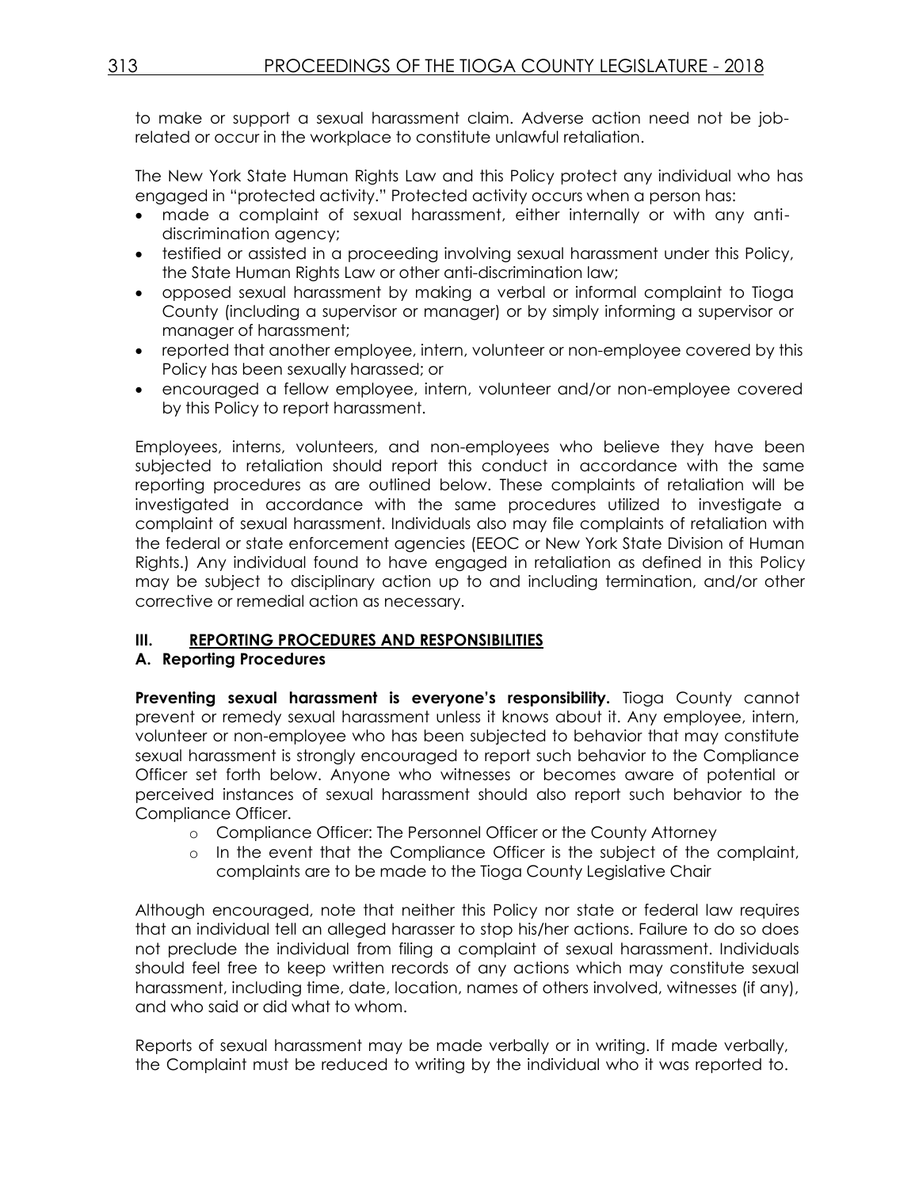to make or support a sexual harassment claim. Adverse action need not be job-related or occur in the workplace to constitute unlawful retaliation.

The New York State Human Rights Law and this Policy protect any individual who has engaged in "protected activity." Protected activity occurs when a person has:

- made a complaint of sexual harassment, either internally or with any anti-discrimination agency;
- testified or assisted in a proceeding involving sexual harassment under this Policy, the State Human Rights Law or other anti-discrimination law;
- opposed sexual harassment by making a verbal or informal complaint to Tioga County (including a supervisor or manager) or by simply informing a supervisor or manager of harassment;
- reported that another employee, intern, volunteer or non-employee covered by this Policy has been sexually harassed; or
- encouraged a fellow employee, intern, volunteer and/or non-employee covered by this Policy to report harassment.

Employees, interns, volunteers, and non-employees who believe they have been subjected to retaliation should report this conduct in accordance with the same reporting procedures as are outlined below. These complaints of retaliation will be investigated in accordance with the same procedures utilized to investigate a complaint of sexual harassment. Individuals also may file complaints of retaliation with the federal or state enforcement agencies (EEOC or New York State Division of Human Rights.) Any individual found to have engaged in retaliation as defined in this Policy may be subject to disciplinary action up to and including termination, and/or other corrective or remedial action as necessary.

## III. REPORTING PROCEDURES AND RESPONSIBILITIES

### A. Reporting Procedures

**Preventing sexual harassment is everyone's responsibility.** Tioga County cannot prevent or remedy sexual harassment unless it knows about it. Any employee, intern, volunteer or non-employee who has been subjected to behavior that may constitute sexual harassment is strongly encouraged to report such behavior to the Compliance Officer set forth below. Anyone who witnesses or becomes aware of potential or perceived instances of sexual harassment should also report such behavior to the Compliance Officer.

- Compliance Officer: The Personnel Officer or the County Attorney
- In the event that the Compliance Officer is the subject of the complaint, complaints are to be made to the Tioga County Legislative Chair

Although encouraged, note that neither this Policy nor state or federal law requires that an individual tell an alleged harasser to stop his/her actions. Failure to do so does not preclude the individual from filing a complaint of sexual harassment. Individuals should feel free to keep written records of any actions which may constitute sexual harassment, including time, date, location, names of others involved, witnesses (if any), and who said or did what to whom.

Reports of sexual harassment may be made verbally or in writing. If made verbally, the Complaint must be reduced to writing by the individual who it was reported to.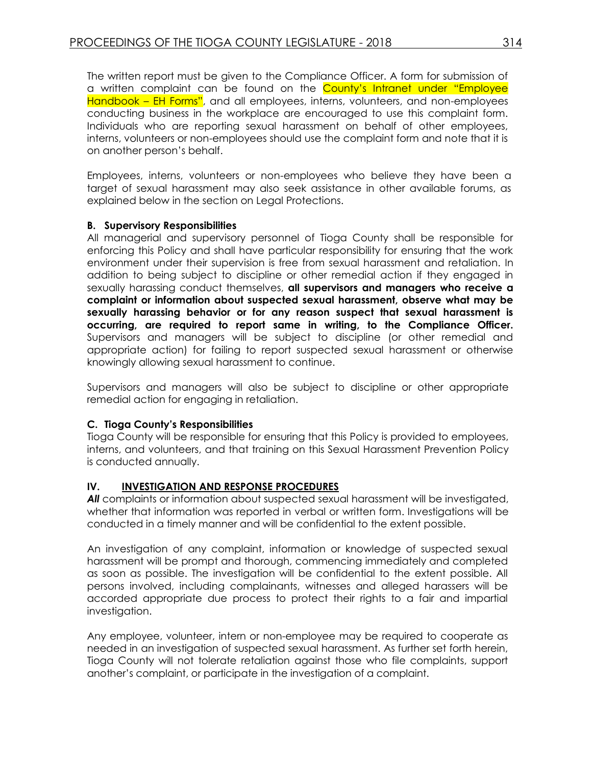The written report must be given to the Compliance Officer. A form for submission of a written complaint can be found on the County's Intranet under "Employee Handbook – EH Forms", and all employees, interns, volunteers, and non-employees conducting business in the workplace are encouraged to use this complaint form. Individuals who are reporting sexual harassment on behalf of other employees, interns, volunteers or non-employees should use the complaint form and note that it is on another person's behalf.

Employees, interns, volunteers or non-employees who believe they have been a target of sexual harassment may also seek assistance in other available forums, as explained below in the section on Legal Protections.

**B. Supervisory Responsibilities**

All managerial and supervisory personnel of Tioga County shall be responsible for enforcing this Policy and shall have particular responsibility for ensuring that the work environment under their supervision is free from sexual harassment and retaliation. In addition to being subject to discipline or other remedial action if they engaged in sexually harassing conduct themselves, **all supervisors and managers who receive a complaint or information about suspected sexual harassment, observe what may be sexually harassing behavior or for any reason suspect that sexual harassment is occurring, are required to report same in writing, to the Compliance Officer.** Supervisors and managers will be subject to discipline (or other remedial and appropriate action) for failing to report suspected sexual harassment or otherwise knowingly allowing sexual harassment to continue.

Supervisors and managers will also be subject to discipline or other appropriate remedial action for engaging in retaliation.

**C. Tioga County's Responsibilities**

Tioga County will be responsible for ensuring that this Policy is provided to employees, interns, and volunteers, and that training on this Sexual Harassment Prevention Policy is conducted annually.

## IV. INVESTIGATION AND RESPONSE PROCEDURES

***All*** complaints or information about suspected sexual harassment will be investigated, whether that information was reported in verbal or written form. Investigations will be conducted in a timely manner and will be confidential to the extent possible.

An investigation of any complaint, information or knowledge of suspected sexual harassment will be prompt and thorough, commencing immediately and completed as soon as possible. The investigation will be confidential to the extent possible. All persons involved, including complainants, witnesses and alleged harassers will be accorded appropriate due process to protect their rights to a fair and impartial investigation.

Any employee, volunteer, intern or non-employee may be required to cooperate as needed in an investigation of suspected sexual harassment. As further set forth herein, Tioga County will not tolerate retaliation against those who file complaints, support another's complaint, or participate in the investigation of a complaint.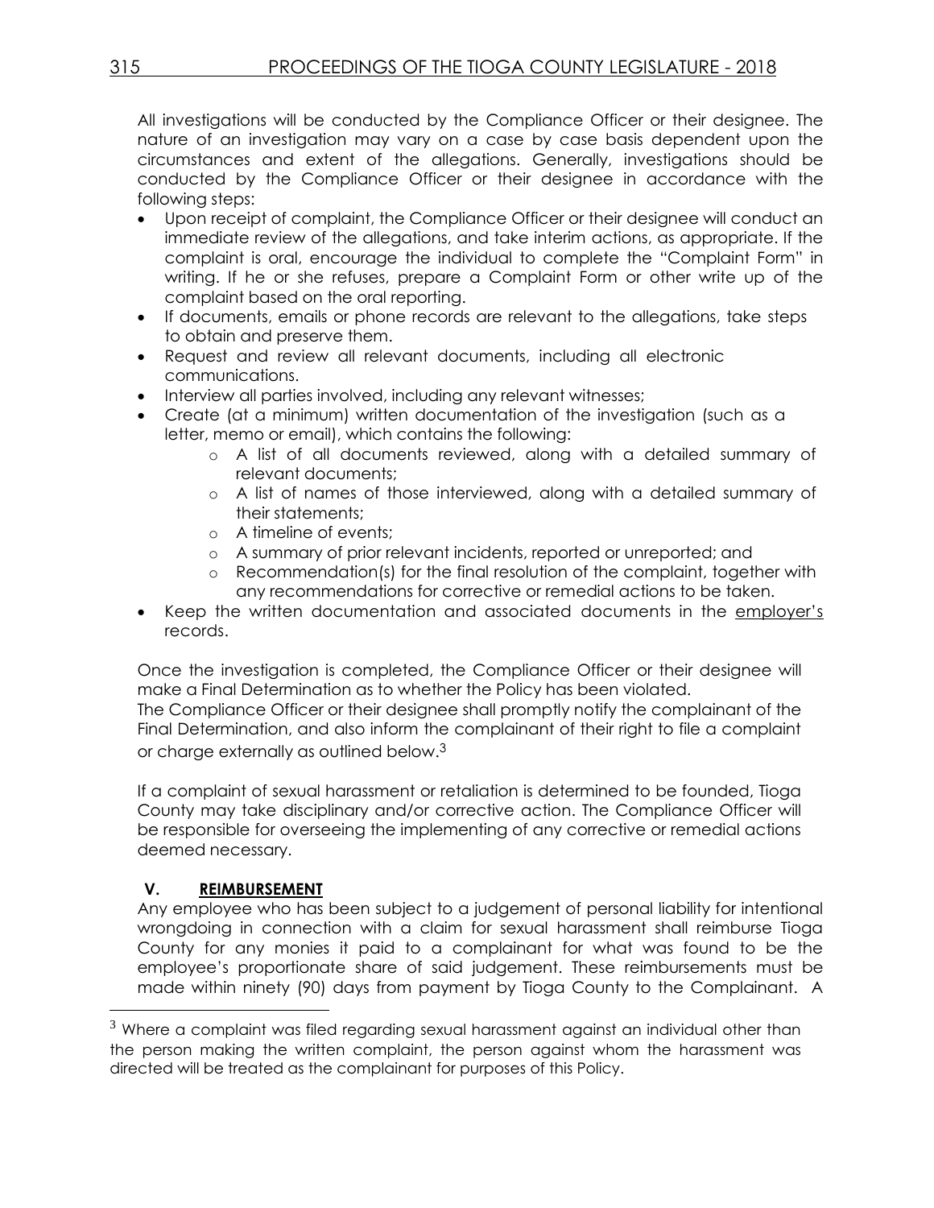All investigations will be conducted by the Compliance Officer or their designee. The nature of an investigation may vary on a case by case basis dependent upon the circumstances and extent of the allegations. Generally, investigations should be conducted by the Compliance Officer or their designee in accordance with the following steps:

- Upon receipt of complaint, the Compliance Officer or their designee will conduct an immediate review of the allegations, and take interim actions, as appropriate. If the complaint is oral, encourage the individual to complete the "Complaint Form" in writing. If he or she refuses, prepare a Complaint Form or other write up of the complaint based on the oral reporting.
- If documents, emails or phone records are relevant to the allegations, take steps to obtain and preserve them.
- Request and review all relevant documents, including all electronic communications.
- Interview all parties involved, including any relevant witnesses;
- Create (at a minimum) written documentation of the investigation (such as a letter, memo or email), which contains the following:
  - A list of all documents reviewed, along with a detailed summary of relevant documents;
  - A list of names of those interviewed, along with a detailed summary of their statements;
  - A timeline of events;
  - A summary of prior relevant incidents, reported or unreported; and
  - Recommendation(s) for the final resolution of the complaint, together with any recommendations for corrective or remedial actions to be taken.
- Keep the written documentation and associated documents in the employer's records.

Once the investigation is completed, the Compliance Officer or their designee will make a Final Determination as to whether the Policy has been violated.
The Compliance Officer or their designee shall promptly notify the complainant of the Final Determination, and also inform the complainant of their right to file a complaint or charge externally as outlined below.[3]

If a complaint of sexual harassment or retaliation is determined to be founded, Tioga County may take disciplinary and/or corrective action. The Compliance Officer will be responsible for overseeing the implementing of any corrective or remedial actions deemed necessary.

## V. REIMBURSEMENT

Any employee who has been subject to a judgement of personal liability for intentional wrongdoing in connection with a claim for sexual harassment shall reimburse Tioga County for any monies it paid to a complainant for what was found to be the employee's proportionate share of said judgement. These reimbursements must be made within ninety (90) days from payment by Tioga County to the Complainant. A

[3] Where a complaint was filed regarding sexual harassment against an individual other than the person making the written complaint, the person against whom the harassment was directed will be treated as the complainant for purposes of this Policy.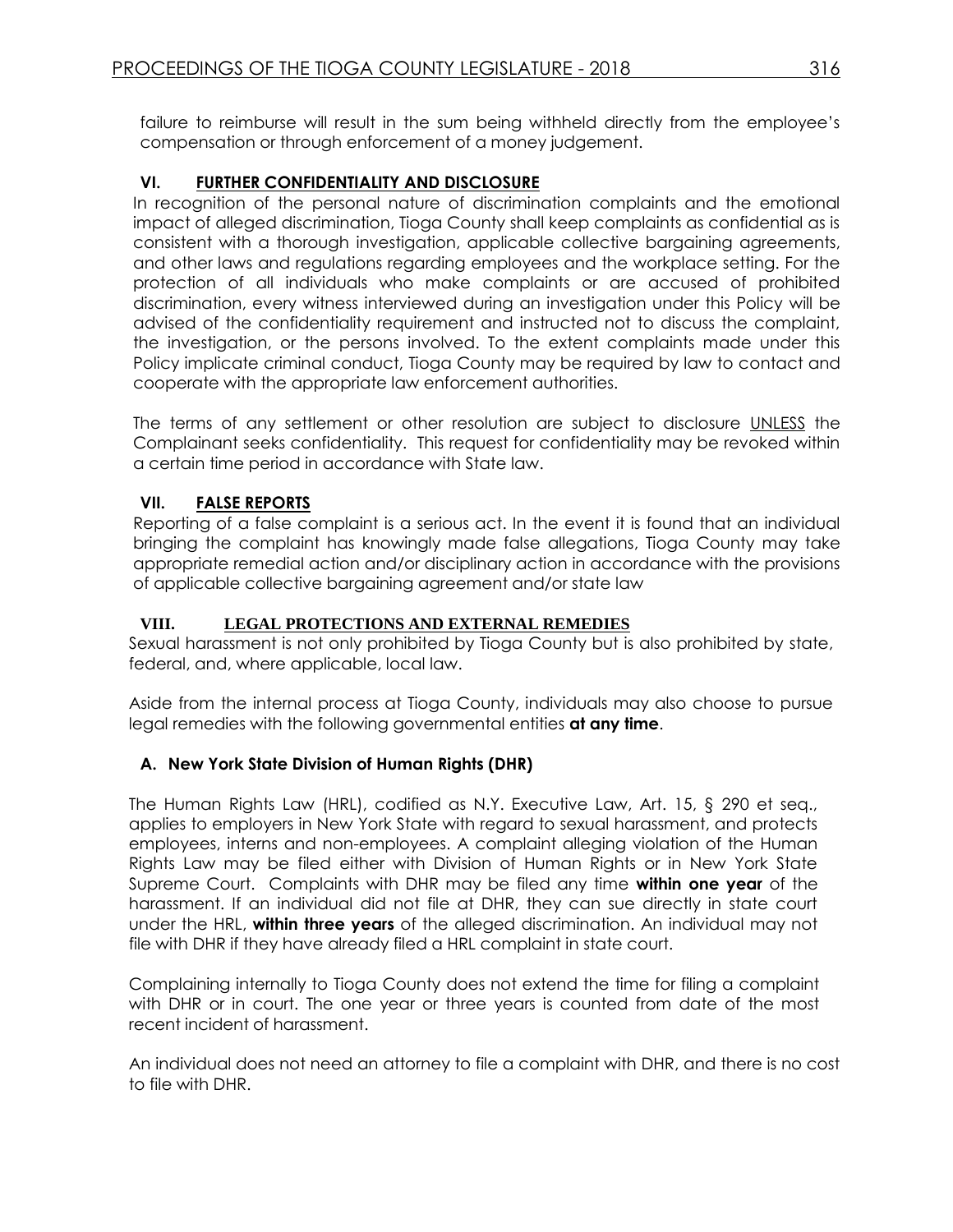failure to reimburse will result in the sum being withheld directly from the employee's compensation or through enforcement of a money judgement.

## VI. FURTHER CONFIDENTIALITY AND DISCLOSURE

In recognition of the personal nature of discrimination complaints and the emotional impact of alleged discrimination, Tioga County shall keep complaints as confidential as is consistent with a thorough investigation, applicable collective bargaining agreements, and other laws and regulations regarding employees and the workplace setting. For the protection of all individuals who make complaints or are accused of prohibited discrimination, every witness interviewed during an investigation under this Policy will be advised of the confidentiality requirement and instructed not to discuss the complaint, the investigation, or the persons involved. To the extent complaints made under this Policy implicate criminal conduct, Tioga County may be required by law to contact and cooperate with the appropriate law enforcement authorities.

The terms of any settlement or other resolution are subject to disclosure UNLESS the Complainant seeks confidentiality. This request for confidentiality may be revoked within a certain time period in accordance with State law.

## VII. FALSE REPORTS

Reporting of a false complaint is a serious act. In the event it is found that an individual bringing the complaint has knowingly made false allegations, Tioga County may take appropriate remedial action and/or disciplinary action in accordance with the provisions of applicable collective bargaining agreement and/or state law

## VIII. LEGAL PROTECTIONS AND EXTERNAL REMEDIES

Sexual harassment is not only prohibited by Tioga County but is also prohibited by state, federal, and, where applicable, local law.

Aside from the internal process at Tioga County, individuals may also choose to pursue legal remedies with the following governmental entities **at any time**.

### A. New York State Division of Human Rights (DHR)

The Human Rights Law (HRL), codified as N.Y. Executive Law, Art. 15, § 290 et seq., applies to employers in New York State with regard to sexual harassment, and protects employees, interns and non-employees. A complaint alleging violation of the Human Rights Law may be filed either with Division of Human Rights or in New York State Supreme Court. Complaints with DHR may be filed any time **within one year** of the harassment. If an individual did not file at DHR, they can sue directly in state court under the HRL, **within three years** of the alleged discrimination. An individual may not file with DHR if they have already filed a HRL complaint in state court.

Complaining internally to Tioga County does not extend the time for filing a complaint with DHR or in court. The one year or three years is counted from date of the most recent incident of harassment.

An individual does not need an attorney to file a complaint with DHR, and there is no cost to file with DHR.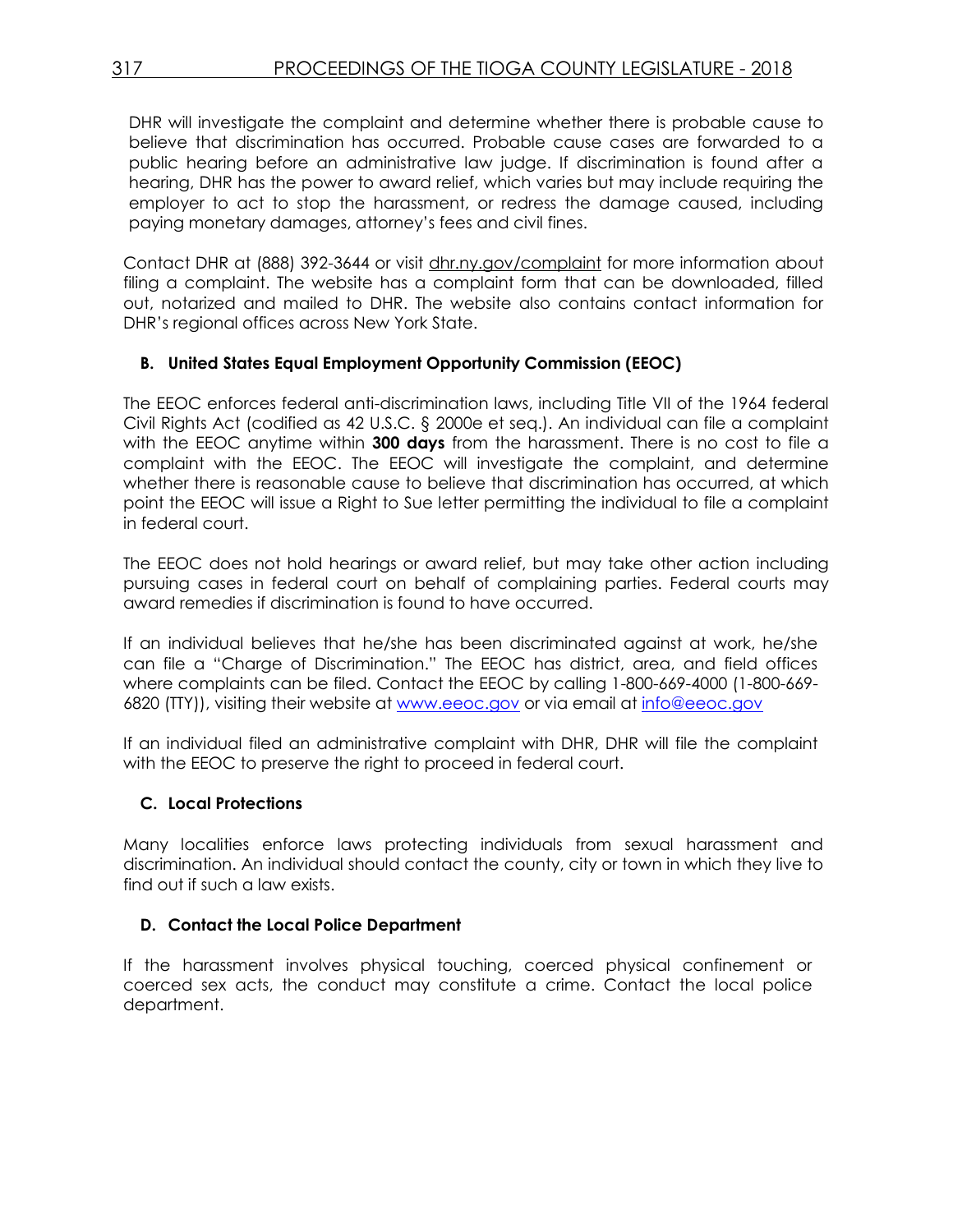DHR will investigate the complaint and determine whether there is probable cause to believe that discrimination has occurred. Probable cause cases are forwarded to a public hearing before an administrative law judge. If discrimination is found after a hearing, DHR has the power to award relief, which varies but may include requiring the employer to act to stop the harassment, or redress the damage caused, including paying monetary damages, attorney's fees and civil fines.

Contact DHR at (888) 392-3644 or visit dhr.ny.gov/complaint for more information about filing a complaint. The website has a complaint form that can be downloaded, filled out, notarized and mailed to DHR. The website also contains contact information for DHR's regional offices across New York State.

### B. United States Equal Employment Opportunity Commission (EEOC)

The EEOC enforces federal anti-discrimination laws, including Title VII of the 1964 federal Civil Rights Act (codified as 42 U.S.C. § 2000e et seq.). An individual can file a complaint with the EEOC anytime within **300 days** from the harassment. There is no cost to file a complaint with the EEOC. The EEOC will investigate the complaint, and determine whether there is reasonable cause to believe that discrimination has occurred, at which point the EEOC will issue a Right to Sue letter permitting the individual to file a complaint in federal court.

The EEOC does not hold hearings or award relief, but may take other action including pursuing cases in federal court on behalf of complaining parties. Federal courts may award remedies if discrimination is found to have occurred.

If an individual believes that he/she has been discriminated against at work, he/she can file a "Charge of Discrimination." The EEOC has district, area, and field offices where complaints can be filed. Contact the EEOC by calling 1-800-669-4000 (1-800-669-6820 (TTY)), visiting their website at www.eeoc.gov or via email at info@eeoc.gov

If an individual filed an administrative complaint with DHR, DHR will file the complaint with the EEOC to preserve the right to proceed in federal court.

### C. Local Protections

Many localities enforce laws protecting individuals from sexual harassment and discrimination. An individual should contact the county, city or town in which they live to find out if such a law exists.

### D. Contact the Local Police Department

If the harassment involves physical touching, coerced physical confinement or coerced sex acts, the conduct may constitute a crime. Contact the local police department.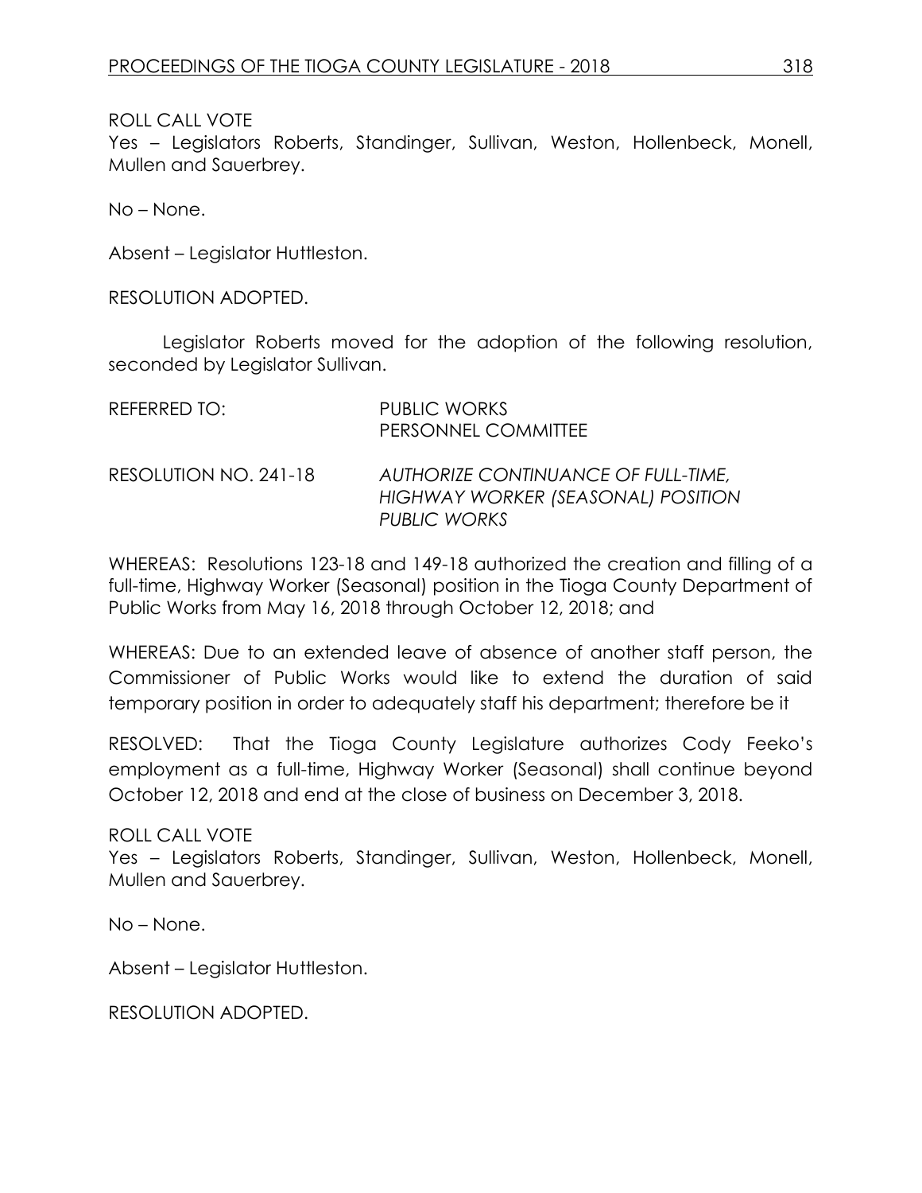ROLL CALL VOTE
Yes – Legislators Roberts, Standinger, Sullivan, Weston, Hollenbeck, Monell, Mullen and Sauerbrey.

No – None.

Absent – Legislator Huttleston.

RESOLUTION ADOPTED.

Legislator Roberts moved for the adoption of the following resolution, seconded by Legislator Sullivan.

REFERRED TO: PUBLIC WORKS
PERSONNEL COMMITTEE

RESOLUTION NO. 241-18 *AUTHORIZE CONTINUANCE OF FULL-TIME, HIGHWAY WORKER (SEASONAL) POSITION PUBLIC WORKS*

WHEREAS: Resolutions 123-18 and 149-18 authorized the creation and filling of a full-time, Highway Worker (Seasonal) position in the Tioga County Department of Public Works from May 16, 2018 through October 12, 2018; and

WHEREAS: Due to an extended leave of absence of another staff person, the Commissioner of Public Works would like to extend the duration of said temporary position in order to adequately staff his department; therefore be it

RESOLVED: That the Tioga County Legislature authorizes Cody Feeko's employment as a full-time, Highway Worker (Seasonal) shall continue beyond October 12, 2018 and end at the close of business on December 3, 2018.

ROLL CALL VOTE
Yes – Legislators Roberts, Standinger, Sullivan, Weston, Hollenbeck, Monell, Mullen and Sauerbrey.

No – None.

Absent – Legislator Huttleston.

RESOLUTION ADOPTED.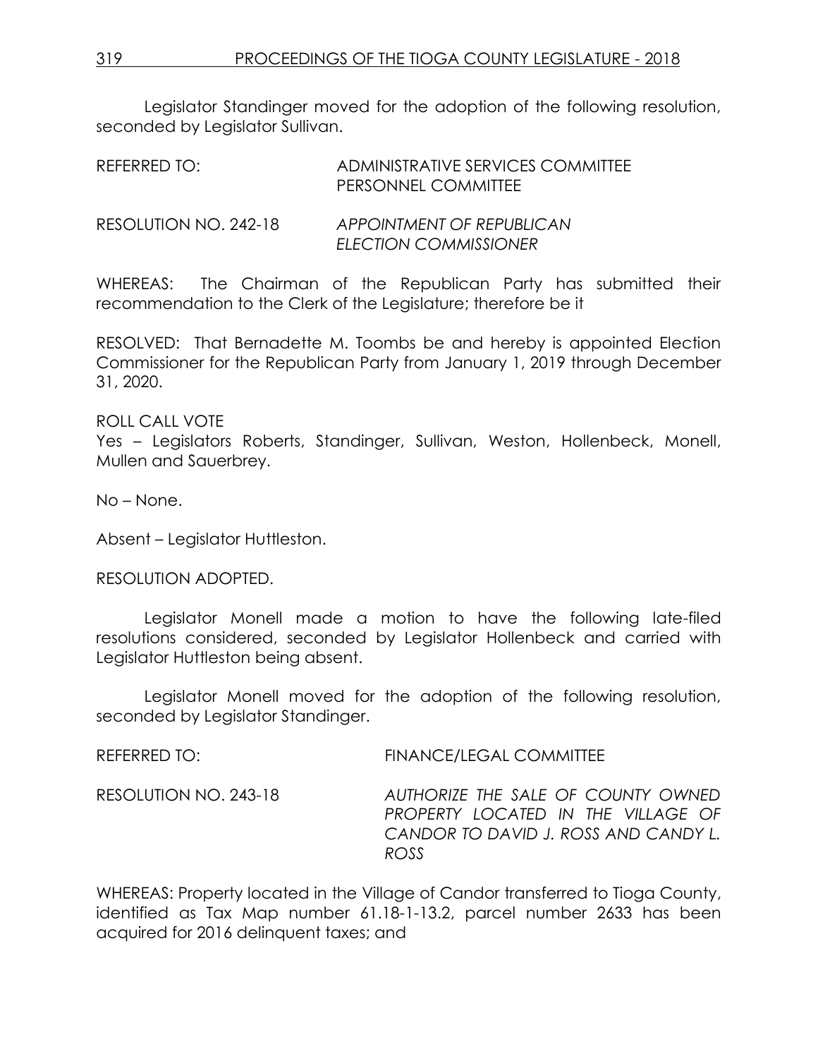Legislator Standinger moved for the adoption of the following resolution, seconded by Legislator Sullivan.

REFERRED TO: ADMINISTRATIVE SERVICES COMMITTEE
PERSONNEL COMMITTEE

RESOLUTION NO. 242-18 *APPOINTMENT OF REPUBLICAN ELECTION COMMISSIONER*

WHEREAS: The Chairman of the Republican Party has submitted their recommendation to the Clerk of the Legislature; therefore be it

RESOLVED: That Bernadette M. Toombs be and hereby is appointed Election Commissioner for the Republican Party from January 1, 2019 through December 31, 2020.

ROLL CALL VOTE
Yes – Legislators Roberts, Standinger, Sullivan, Weston, Hollenbeck, Monell, Mullen and Sauerbrey.

No – None.

Absent – Legislator Huttleston.

RESOLUTION ADOPTED.

Legislator Monell made a motion to have the following late-filed resolutions considered, seconded by Legislator Hollenbeck and carried with Legislator Huttleston being absent.

Legislator Monell moved for the adoption of the following resolution, seconded by Legislator Standinger.

REFERRED TO: FINANCE/LEGAL COMMITTEE

RESOLUTION NO. 243-18 *AUTHORIZE THE SALE OF COUNTY OWNED PROPERTY LOCATED IN THE VILLAGE OF CANDOR TO DAVID J. ROSS AND CANDY L. ROSS*

WHEREAS: Property located in the Village of Candor transferred to Tioga County, identified as Tax Map number 61.18-1-13.2, parcel number 2633 has been acquired for 2016 delinquent taxes; and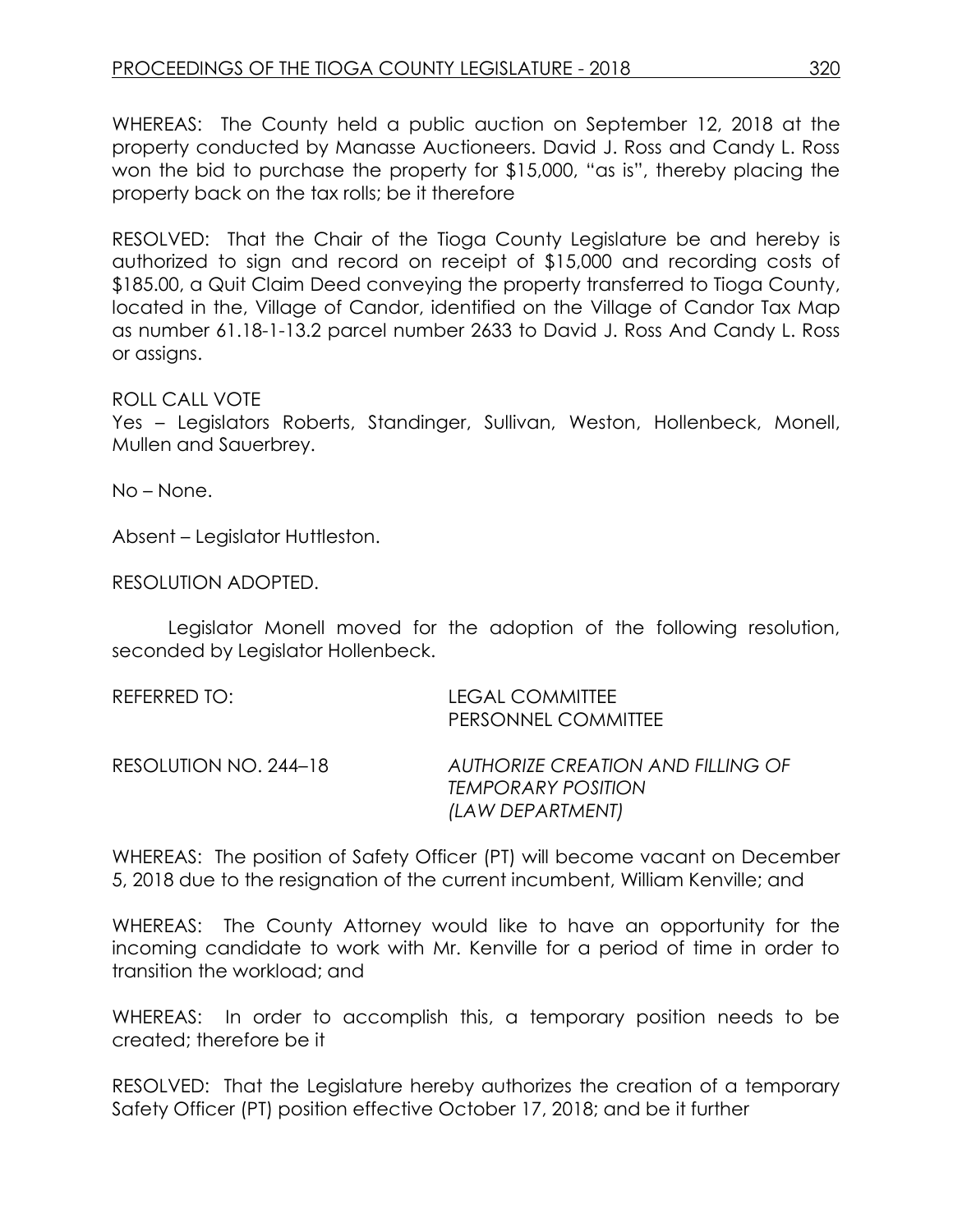WHEREAS: The County held a public auction on September 12, 2018 at the property conducted by Manasse Auctioneers. David J. Ross and Candy L. Ross won the bid to purchase the property for $15,000, "as is", thereby placing the property back on the tax rolls; be it therefore

RESOLVED: That the Chair of the Tioga County Legislature be and hereby is authorized to sign and record on receipt of $15,000 and recording costs of $185.00, a Quit Claim Deed conveying the property transferred to Tioga County, located in the, Village of Candor, identified on the Village of Candor Tax Map as number 61.18-1-13.2 parcel number 2633 to David J. Ross And Candy L. Ross or assigns.

ROLL CALL VOTE
Yes – Legislators Roberts, Standinger, Sullivan, Weston, Hollenbeck, Monell, Mullen and Sauerbrey.

No – None.

Absent – Legislator Huttleston.

RESOLUTION ADOPTED.

Legislator Monell moved for the adoption of the following resolution, seconded by Legislator Hollenbeck.

REFERRED TO: LEGAL COMMITTEE
PERSONNEL COMMITTEE

RESOLUTION NO. 244–18 *AUTHORIZE CREATION AND FILLING OF TEMPORARY POSITION (LAW DEPARTMENT)*

WHEREAS: The position of Safety Officer (PT) will become vacant on December 5, 2018 due to the resignation of the current incumbent, William Kenville; and

WHEREAS: The County Attorney would like to have an opportunity for the incoming candidate to work with Mr. Kenville for a period of time in order to transition the workload; and

WHEREAS: In order to accomplish this, a temporary position needs to be created; therefore be it

RESOLVED: That the Legislature hereby authorizes the creation of a temporary Safety Officer (PT) position effective October 17, 2018; and be it further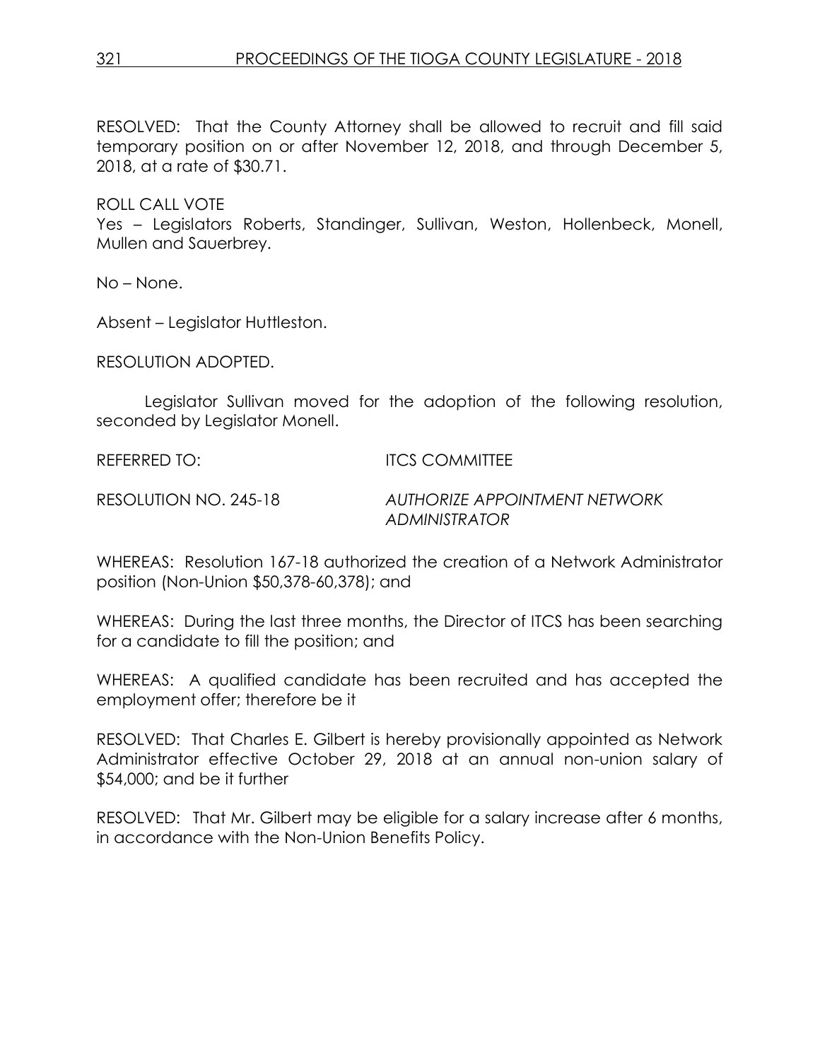RESOLVED: That the County Attorney shall be allowed to recruit and fill said temporary position on or after November 12, 2018, and through December 5, 2018, at a rate of $30.71.

ROLL CALL VOTE
Yes – Legislators Roberts, Standinger, Sullivan, Weston, Hollenbeck, Monell, Mullen and Sauerbrey.

No – None.

Absent – Legislator Huttleston.

RESOLUTION ADOPTED.

Legislator Sullivan moved for the adoption of the following resolution, seconded by Legislator Monell.

REFERRED TO: ITCS COMMITTEE

RESOLUTION NO. 245-18 *AUTHORIZE APPOINTMENT NETWORK ADMINISTRATOR*

WHEREAS: Resolution 167-18 authorized the creation of a Network Administrator position (Non-Union $50,378-60,378); and

WHEREAS: During the last three months, the Director of ITCS has been searching for a candidate to fill the position; and

WHEREAS: A qualified candidate has been recruited and has accepted the employment offer; therefore be it

RESOLVED: That Charles E. Gilbert is hereby provisionally appointed as Network Administrator effective October 29, 2018 at an annual non-union salary of $54,000; and be it further

RESOLVED: That Mr. Gilbert may be eligible for a salary increase after 6 months, in accordance with the Non-Union Benefits Policy.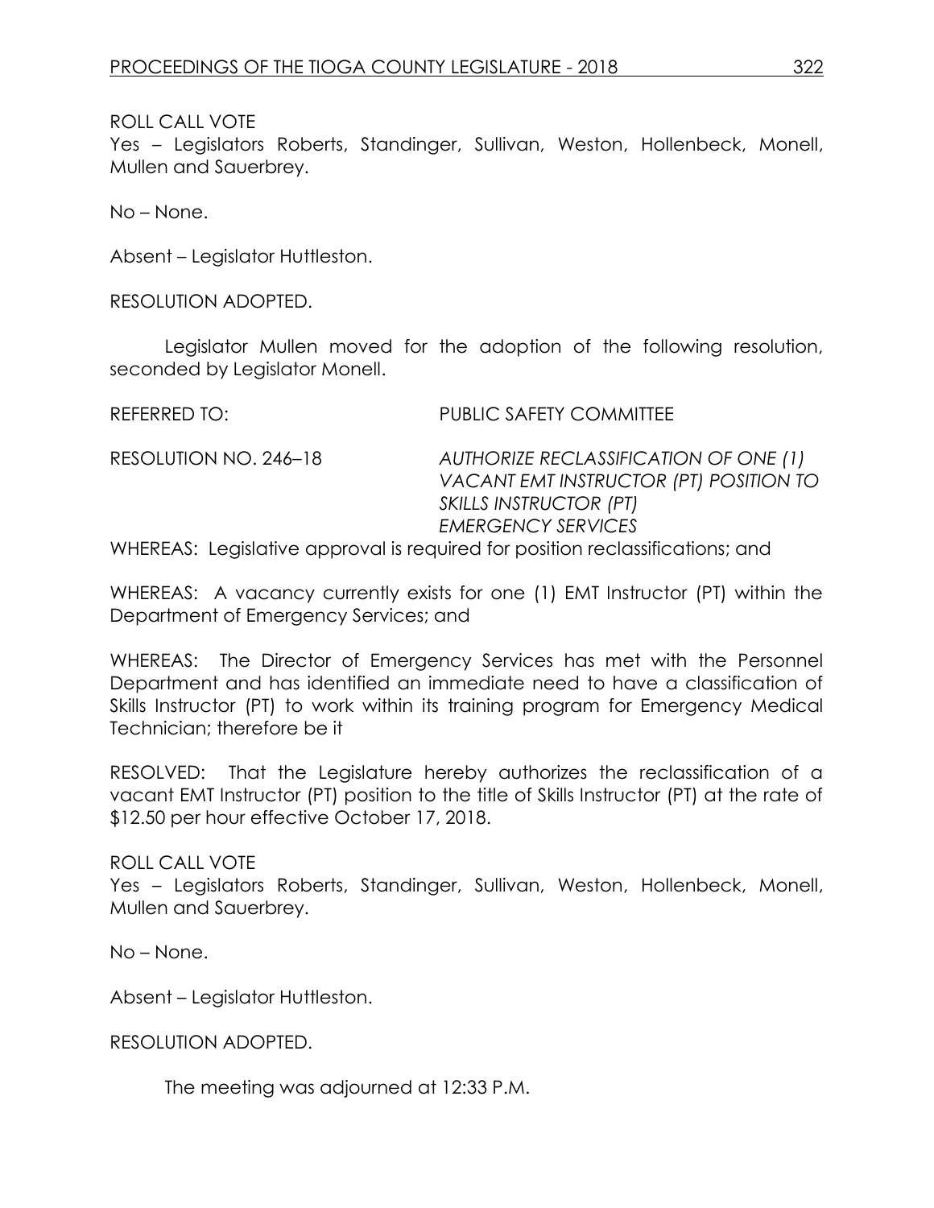ROLL CALL VOTE
Yes – Legislators Roberts, Standinger, Sullivan, Weston, Hollenbeck, Monell, Mullen and Sauerbrey.

No – None.

Absent – Legislator Huttleston.

RESOLUTION ADOPTED.

Legislator Mullen moved for the adoption of the following resolution, seconded by Legislator Monell.

REFERRED TO: PUBLIC SAFETY COMMITTEE

RESOLUTION NO. 246–18 *AUTHORIZE RECLASSIFICATION OF ONE (1) VACANT EMT INSTRUCTOR (PT) POSITION TO SKILLS INSTRUCTOR (PT) EMERGENCY SERVICES*

WHEREAS: Legislative approval is required for position reclassifications; and

WHEREAS: A vacancy currently exists for one (1) EMT Instructor (PT) within the Department of Emergency Services; and

WHEREAS: The Director of Emergency Services has met with the Personnel Department and has identified an immediate need to have a classification of Skills Instructor (PT) to work within its training program for Emergency Medical Technician; therefore be it

RESOLVED: That the Legislature hereby authorizes the reclassification of a vacant EMT Instructor (PT) position to the title of Skills Instructor (PT) at the rate of $12.50 per hour effective October 17, 2018.

ROLL CALL VOTE
Yes – Legislators Roberts, Standinger, Sullivan, Weston, Hollenbeck, Monell, Mullen and Sauerbrey.

No – None.

Absent – Legislator Huttleston.

RESOLUTION ADOPTED.

The meeting was adjourned at 12:33 P.M.